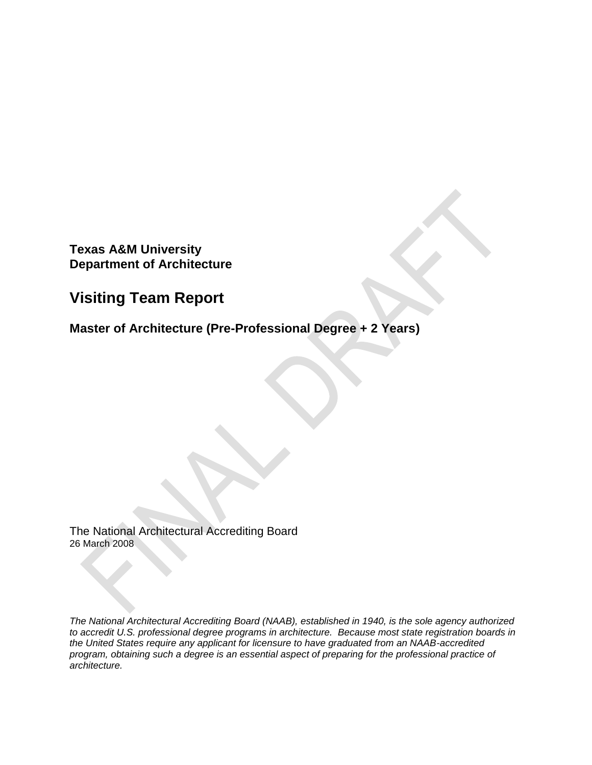**Texas A&M University**
**Department of Architecture**

# Visiting Team Report

## Master of Architecture (Pre-Professional Degree + 2 Years)

The National Architectural Accrediting Board
26 March 2008

*The National Architectural Accrediting Board (NAAB), established in 1940, is the sole agency authorized to accredit U.S. professional degree programs in architecture. Because most state registration boards in the United States require any applicant for licensure to have graduated from an NAAB-accredited program, obtaining such a degree is an essential aspect of preparing for the professional practice of architecture.*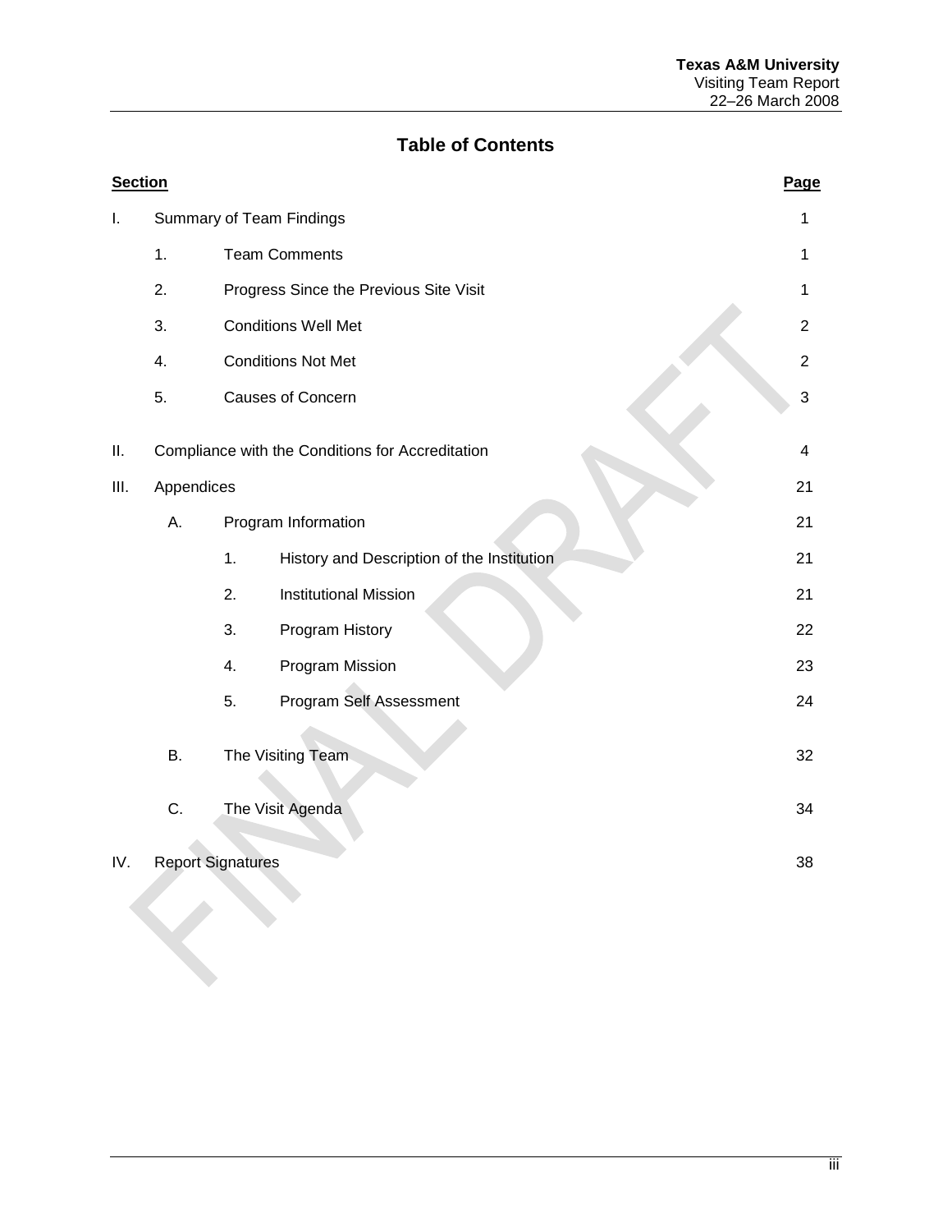# Table of Contents

| Section | | | | Page |
|---|---|---|---|---|
| I. | Summary of Team Findings | | | 1 |
| | 1. | Team Comments | | 1 |
| | 2. | Progress Since the Previous Site Visit | | 1 |
| | 3. | Conditions Well Met | | 2 |
| | 4. | Conditions Not Met | | 2 |
| | 5. | Causes of Concern | | 3 |
| II. | Compliance with the Conditions for Accreditation | | | 4 |
| III. | Appendices | | | 21 |
| | A. | Program Information | | 21 |
| | | 1. | History and Description of the Institution | 21 |
| | | 2. | Institutional Mission | 21 |
| | | 3. | Program History | 22 |
| | | 4. | Program Mission | 23 |
| | | 5. | Program Self Assessment | 24 |
| | B. | The Visiting Team | | 32 |
| | C. | The Visit Agenda | | 34 |
| IV. | Report Signatures | | | 38 |

FINAL DRAFT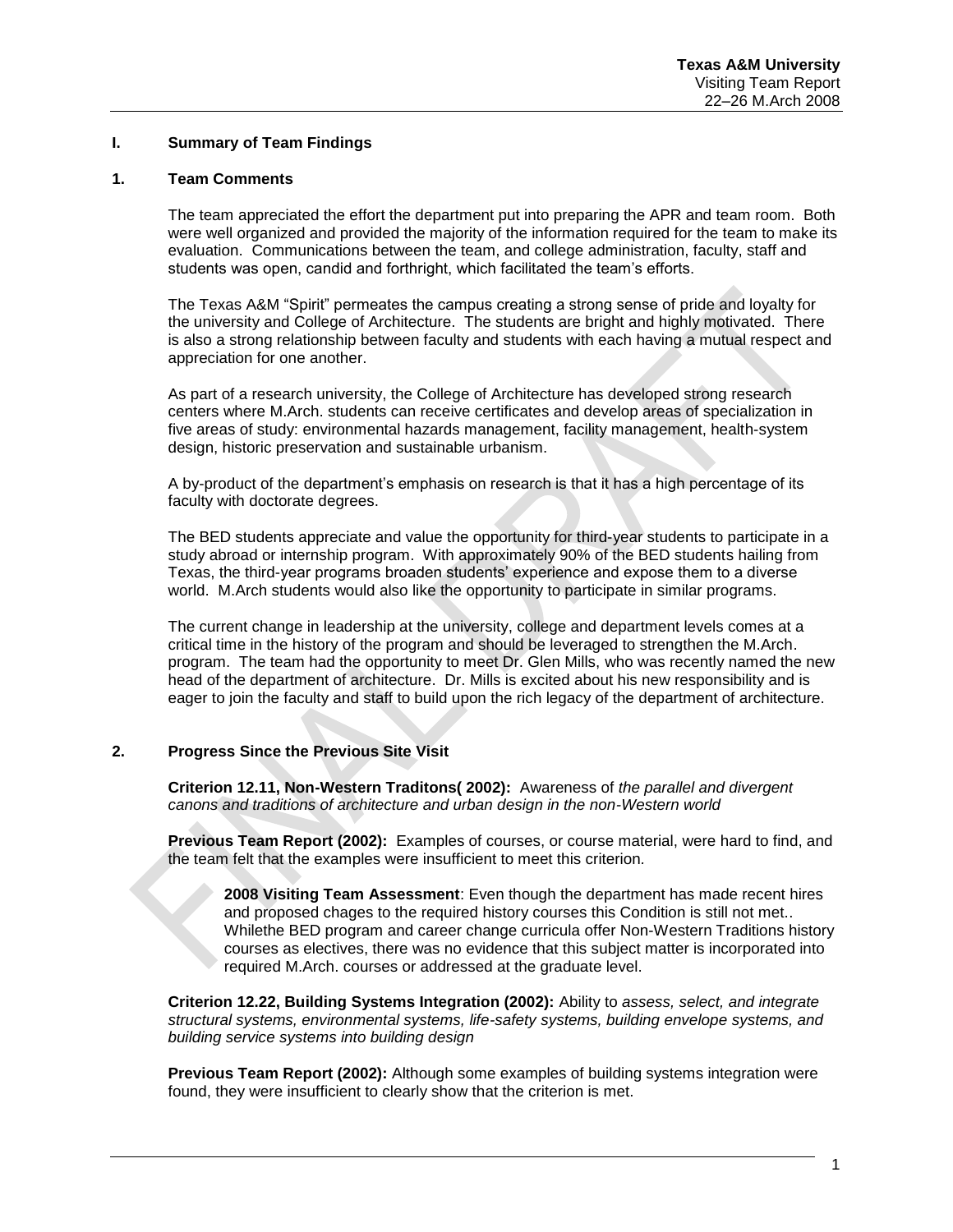## I. Summary of Team Findings

### 1. Team Comments

The team appreciated the effort the department put into preparing the APR and team room. Both were well organized and provided the majority of the information required for the team to make its evaluation. Communications between the team, and college administration, faculty, staff and students was open, candid and forthright, which facilitated the team's efforts.

The Texas A&M "Spirit" permeates the campus creating a strong sense of pride and loyalty for the university and College of Architecture. The students are bright and highly motivated. There is also a strong relationship between faculty and students with each having a mutual respect and appreciation for one another.

As part of a research university, the College of Architecture has developed strong research centers where M.Arch. students can receive certificates and develop areas of specialization in five areas of study: environmental hazards management, facility management, health-system design, historic preservation and sustainable urbanism.

A by-product of the department's emphasis on research is that it has a high percentage of its faculty with doctorate degrees.

The BED students appreciate and value the opportunity for third-year students to participate in a study abroad or internship program. With approximately 90% of the BED students hailing from Texas, the third-year programs broaden students' experience and expose them to a diverse world. M.Arch students would also like the opportunity to participate in similar programs.

The current change in leadership at the university, college and department levels comes at a critical time in the history of the program and should be leveraged to strengthen the M.Arch. program. The team had the opportunity to meet Dr. Glen Mills, who was recently named the new head of the department of architecture. Dr. Mills is excited about his new responsibility and is eager to join the faculty and staff to build upon the rich legacy of the department of architecture.

### 2. Progress Since the Previous Site Visit

**Criterion 12.11, Non-Western Traditons( 2002):** Awareness of *the parallel and divergent canons and traditions of architecture and urban design in the non-Western world*

**Previous Team Report (2002):** Examples of courses, or course material, were hard to find, and the team felt that the examples were insufficient to meet this criterion.

> **2008 Visiting Team Assessment**: Even though the department has made recent hires and proposed chages to the required history courses this Condition is still not met.. Whilethe BED program and career change curricula offer Non-Western Traditions history courses as electives, there was no evidence that this subject matter is incorporated into required M.Arch. courses or addressed at the graduate level.

**Criterion 12.22, Building Systems Integration (2002):** Ability to *assess, select, and integrate structural systems, environmental systems, life-safety systems, building envelope systems, and building service systems into building design*

**Previous Team Report (2002):** Although some examples of building systems integration were found, they were insufficient to clearly show that the criterion is met.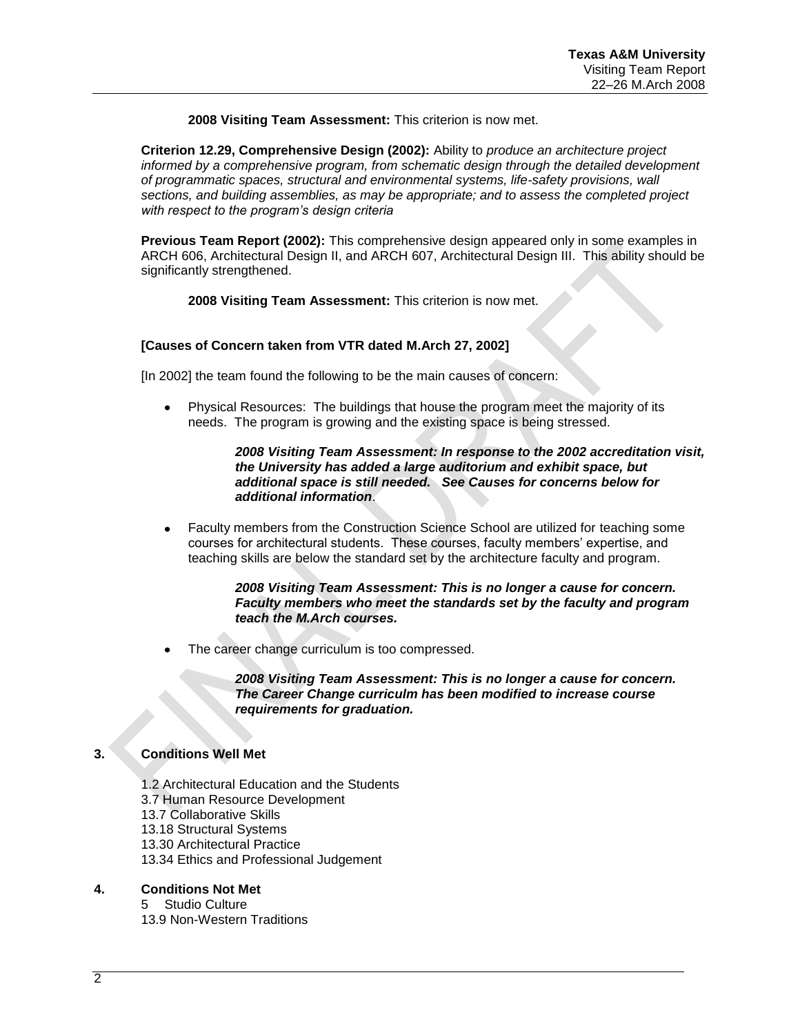**2008 Visiting Team Assessment:** This criterion is now met.

**Criterion 12.29, Comprehensive Design (2002):** Ability to *produce an architecture project informed by a comprehensive program, from schematic design through the detailed development of programmatic spaces, structural and environmental systems, life-safety provisions, wall sections, and building assemblies, as may be appropriate; and to assess the completed project with respect to the program's design criteria*

**Previous Team Report (2002):** This comprehensive design appeared only in some examples in ARCH 606, Architectural Design II, and ARCH 607, Architectural Design III. This ability should be significantly strengthened.

**2008 Visiting Team Assessment:** This criterion is now met.

**[Causes of Concern taken from VTR dated M.Arch 27, 2002]**

[In 2002] the team found the following to be the main causes of concern:

- Physical Resources: The buildings that house the program meet the majority of its needs. The program is growing and the existing space is being stressed.

  ***2008 Visiting Team Assessment: In response to the 2002 accreditation visit, the University has added a large auditorium and exhibit space, but additional space is still needed. See Causes for concerns below for additional information***.

- Faculty members from the Construction Science School are utilized for teaching some courses for architectural students. These courses, faculty members' expertise, and teaching skills are below the standard set by the architecture faculty and program.

  ***2008 Visiting Team Assessment: This is no longer a cause for concern. Faculty members who meet the standards set by the faculty and program teach the M.Arch courses.***

- The career change curriculum is too compressed.

  ***2008 Visiting Team Assessment: This is no longer a cause for concern. The Career Change curriculm has been modified to increase course requirements for graduation.***

## 3. Conditions Well Met

1.2 Architectural Education and the Students
3.7 Human Resource Development
13.7 Collaborative Skills
13.18 Structural Systems
13.30 Architectural Practice
13.34 Ethics and Professional Judgement

## 4. Conditions Not Met

5 Studio Culture
13.9 Non-Western Traditions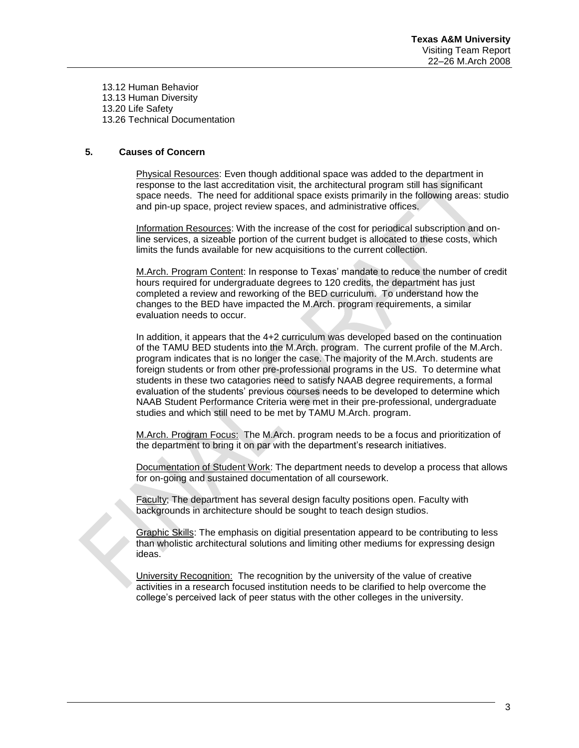13.12 Human Behavior
13.13 Human Diversity
13.20 Life Safety
13.26 Technical Documentation

## 5. Causes of Concern

Physical Resources: Even though additional space was added to the department in response to the last accreditation visit, the architectural program still has significant space needs. The need for additional space exists primarily in the following areas: studio and pin-up space, project review spaces, and administrative offices.

Information Resources: With the increase of the cost for periodical subscription and on-line services, a sizeable portion of the current budget is allocated to these costs, which limits the funds available for new acquisitions to the current collection.

M.Arch. Program Content: In response to Texas' mandate to reduce the number of credit hours required for undergraduate degrees to 120 credits, the department has just completed a review and reworking of the BED curriculum. To understand how the changes to the BED have impacted the M.Arch. program requirements, a similar evaluation needs to occur.

In addition, it appears that the 4+2 curriculum was developed based on the continuation of the TAMU BED students into the M.Arch. program. The current profile of the M.Arch. program indicates that is no longer the case. The majority of the M.Arch. students are foreign students or from other pre-professional programs in the US. To determine what students in these two catagories need to satisfy NAAB degree requirements, a formal evaluation of the students' previous courses needs to be developed to determine which NAAB Student Performance Criteria were met in their pre-professional, undergraduate studies and which still need to be met by TAMU M.Arch. program.

M.Arch. Program Focus: The M.Arch. program needs to be a focus and prioritization of the department to bring it on par with the department's research initiatives.

Documentation of Student Work: The department needs to develop a process that allows for on-going and sustained documentation of all coursework.

Faculty; The department has several design faculty positions open. Faculty with backgrounds in architecture should be sought to teach design studios.

Graphic Skills: The emphasis on digitial presentation appear to be contributing to less than wholistic architectural solutions and limiting other mediums for expressing design ideas.

University Recognition: The recognition by the university of the value of creative activities in a research focused institution needs to be clarified to help overcome the college's perceived lack of peer status with the other colleges in the university.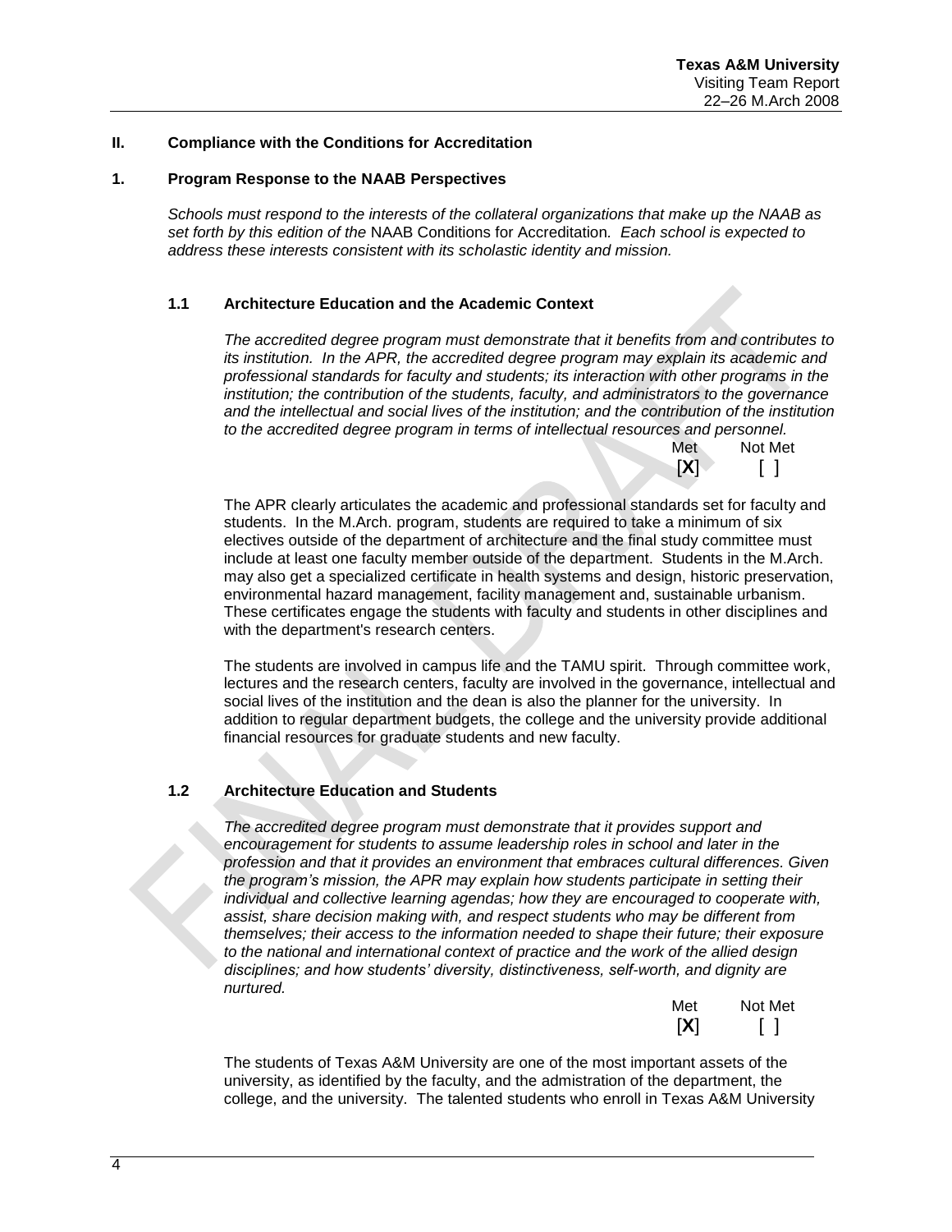## II. Compliance with the Conditions for Accreditation

### 1. Program Response to the NAAB Perspectives

*Schools must respond to the interests of the collateral organizations that make up the NAAB as set forth by this edition of the* NAAB Conditions for Accreditation*. Each school is expected to address these interests consistent with its scholastic identity and mission.*

#### 1.1 Architecture Education and the Academic Context

*The accredited degree program must demonstrate that it benefits from and contributes to its institution. In the APR, the accredited degree program may explain its academic and professional standards for faculty and students; its interaction with other programs in the institution; the contribution of the students, faculty, and administrators to the governance and the intellectual and social lives of the institution; and the contribution of the institution to the accredited degree program in terms of intellectual resources and personnel.*

| Met | Not Met |
|---|---|
| [X] | [ ] |

The APR clearly articulates the academic and professional standards set for faculty and students. In the M.Arch. program, students are required to take a minimum of six electives outside of the department of architecture and the final study committee must include at least one faculty member outside of the department. Students in the M.Arch. may also get a specialized certificate in health systems and design, historic preservation, environmental hazard management, facility management and, sustainable urbanism. These certificates engage the students with faculty and students in other disciplines and with the department's research centers.

The students are involved in campus life and the TAMU spirit. Through committee work, lectures and the research centers, faculty are involved in the governance, intellectual and social lives of the institution and the dean is also the planner for the university. In addition to regular department budgets, the college and the university provide additional financial resources for graduate students and new faculty.

#### 1.2 Architecture Education and Students

*The accredited degree program must demonstrate that it provides support and encouragement for students to assume leadership roles in school and later in the profession and that it provides an environment that embraces cultural differences. Given the program's mission, the APR may explain how students participate in setting their individual and collective learning agendas; how they are encouraged to cooperate with, assist, share decision making with, and respect students who may be different from themselves; their access to the information needed to shape their future; their exposure to the national and international context of practice and the work of the allied design disciplines; and how students' diversity, distinctiveness, self-worth, and dignity are nurtured.*

| Met | Not Met |
|---|---|
| [X] | [ ] |

The students of Texas A&M University are one of the most important assets of the university, as identified by the faculty, and the admistration of the department, the college, and the university. The talented students who enroll in Texas A&M University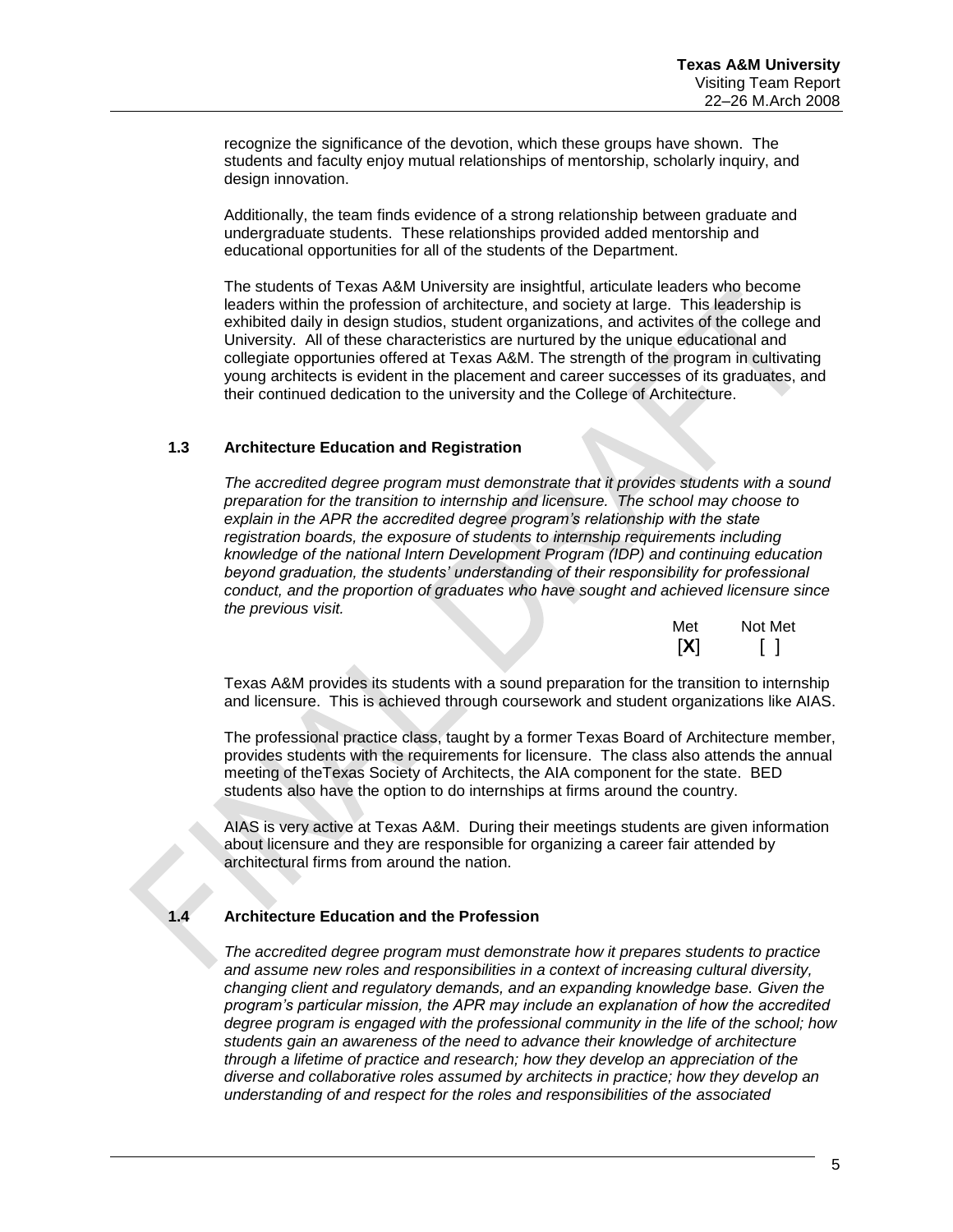recognize the significance of the devotion, which these groups have shown. The students and faculty enjoy mutual relationships of mentorship, scholarly inquiry, and design innovation.

Additionally, the team finds evidence of a strong relationship between graduate and undergraduate students. These relationships provided added mentorship and educational opportunities for all of the students of the Department.

The students of Texas A&M University are insightful, articulate leaders who become leaders within the profession of architecture, and society at large. This leadership is exhibited daily in design studios, student organizations, and activites of the college and University. All of these characteristics are nurtured by the unique educational and collegiate opportunies offered at Texas A&M. The strength of the program in cultivating young architects is evident in the placement and career successes of its graduates, and their continued dedication to the university and the College of Architecture.

### 1.3 Architecture Education and Registration

*The accredited degree program must demonstrate that it provides students with a sound preparation for the transition to internship and licensure. The school may choose to explain in the APR the accredited degree program's relationship with the state registration boards, the exposure of students to internship requirements including knowledge of the national Intern Development Program (IDP) and continuing education beyond graduation, the students' understanding of their responsibility for professional conduct, and the proportion of graduates who have sought and achieved licensure since the previous visit.*

| Met | Not Met |
|---|---|
| [X] | [ ] |

Texas A&M provides its students with a sound preparation for the transition to internship and licensure. This is achieved through coursework and student organizations like AIAS.

The professional practice class, taught by a former Texas Board of Architecture member, provides students with the requirements for licensure. The class also attends the annual meeting of theTexas Society of Architects, the AIA component for the state. BED students also have the option to do internships at firms around the country.

AIAS is very active at Texas A&M. During their meetings students are given information about licensure and they are responsible for organizing a career fair attended by architectural firms from around the nation.

### 1.4 Architecture Education and the Profession

*The accredited degree program must demonstrate how it prepares students to practice and assume new roles and responsibilities in a context of increasing cultural diversity, changing client and regulatory demands, and an expanding knowledge base. Given the program's particular mission, the APR may include an explanation of how the accredited degree program is engaged with the professional community in the life of the school; how students gain an awareness of the need to advance their knowledge of architecture through a lifetime of practice and research; how they develop an appreciation of the diverse and collaborative roles assumed by architects in practice; how they develop an understanding of and respect for the roles and responsibilities of the associated*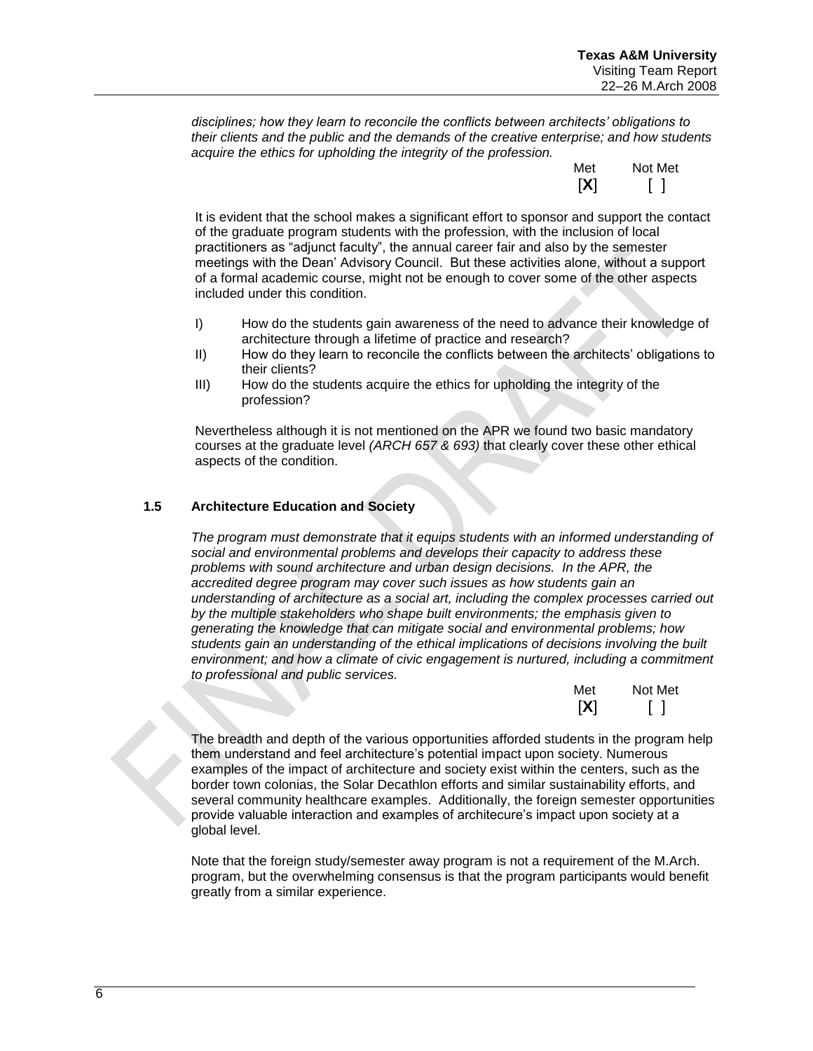*disciplines; how they learn to reconcile the conflicts between architects' obligations to their clients and the public and the demands of the creative enterprise; and how students acquire the ethics for upholding the integrity of the profession.*

| Met | Not Met |
|---|---|
| [X] | [ ] |

It is evident that the school makes a significant effort to sponsor and support the contact of the graduate program students with the profession, with the inclusion of local practitioners as "adjunct faculty", the annual career fair and also by the semester meetings with the Dean' Advisory Council. But these activities alone, without a support of a formal academic course, might not be enough to cover some of the other aspects included under this condition.

I) How do the students gain awareness of the need to advance their knowledge of architecture through a lifetime of practice and research?
II) How do they learn to reconcile the conflicts between the architects' obligations to their clients?
III) How do the students acquire the ethics for upholding the integrity of the profession?

Nevertheless although it is not mentioned on the APR we found two basic mandatory courses at the graduate level *(ARCH 657 & 693)* that clearly cover these other ethical aspects of the condition.

### 1.5 Architecture Education and Society

*The program must demonstrate that it equips students with an informed understanding of social and environmental problems and develops their capacity to address these problems with sound architecture and urban design decisions. In the APR, the accredited degree program may cover such issues as how students gain an understanding of architecture as a social art, including the complex processes carried out by the multiple stakeholders who shape built environments; the emphasis given to generating the knowledge that can mitigate social and environmental problems; how students gain an understanding of the ethical implications of decisions involving the built environment; and how a climate of civic engagement is nurtured, including a commitment to professional and public services.*

| Met | Not Met |
|---|---|
| [X] | [ ] |

The breadth and depth of the various opportunities afforded students in the program help them understand and feel architecture's potential impact upon society. Numerous examples of the impact of architecture and society exist within the centers, such as the border town colonias, the Solar Decathlon efforts and similar sustainability efforts, and several community healthcare examples. Additionally, the foreign semester opportunities provide valuable interaction and examples of architecure's impact upon society at a global level.

Note that the foreign study/semester away program is not a requirement of the M.Arch. program, but the overwhelming consensus is that the program participants would benefit greatly from a similar experience.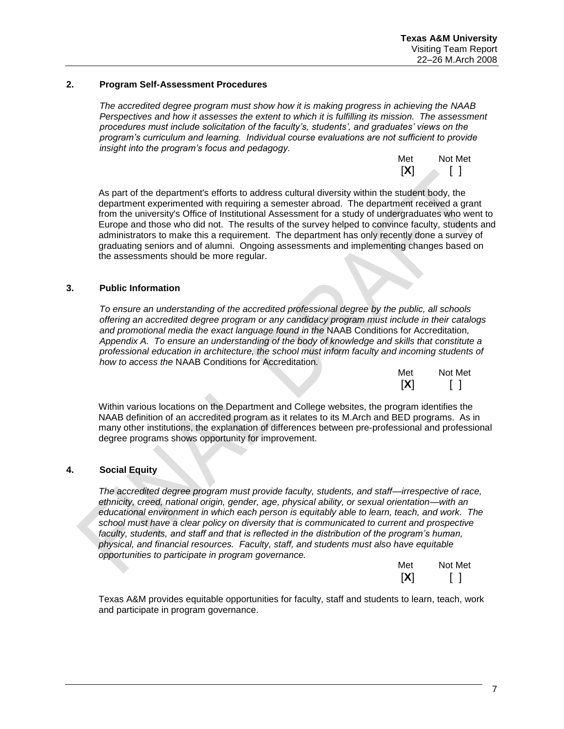## 2. Program Self-Assessment Procedures

*The accredited degree program must show how it is making progress in achieving the NAAB Perspectives and how it assesses the extent to which it is fulfilling its mission. The assessment procedures must include solicitation of the faculty's, students', and graduates' views on the program's curriculum and learning. Individual course evaluations are not sufficient to provide insight into the program's focus and pedagogy.*

| Met | Not Met |
|---|---|
| [X] | [ ] |

As part of the department's efforts to address cultural diversity within the student body, the department experimented with requiring a semester abroad. The department received a grant from the university's Office of Institutional Assessment for a study of undergraduates who went to Europe and those who did not. The results of the survey helped to convince faculty, students and administrators to make this a requirement. The department has only recently done a survey of graduating seniors and of alumni. Ongoing assessments and implementing changes based on the assessments should be more regular.

## 3. Public Information

*To ensure an understanding of the accredited professional degree by the public, all schools offering an accredited degree program or any candidacy program must include in their catalogs and promotional media the exact language found in the* NAAB Conditions for Accreditation*, Appendix A. To ensure an understanding of the body of knowledge and skills that constitute a professional education in architecture, the school must inform faculty and incoming students of how to access the* NAAB Conditions for Accreditation*.*

| Met | Not Met |
|---|---|
| [X] | [ ] |

Within various locations on the Department and College websites, the program identifies the NAAB definition of an accredited program as it relates to its M.Arch and BED programs. As in many other institutions, the explanation of differences between pre-professional and professional degree programs shows opportunity for improvement.

## 4. Social Equity

*The accredited degree program must provide faculty, students, and staff—irrespective of race, ethnicity, creed, national origin, gender, age, physical ability, or sexual orientation—with an educational environment in which each person is equitably able to learn, teach, and work. The school must have a clear policy on diversity that is communicated to current and prospective faculty, students, and staff and that is reflected in the distribution of the program's human, physical, and financial resources. Faculty, staff, and students must also have equitable opportunities to participate in program governance.*

| Met | Not Met |
|---|---|
| [X] | [ ] |

Texas A&M provides equitable opportunities for faculty, staff and students to learn, teach, work and participate in program governance.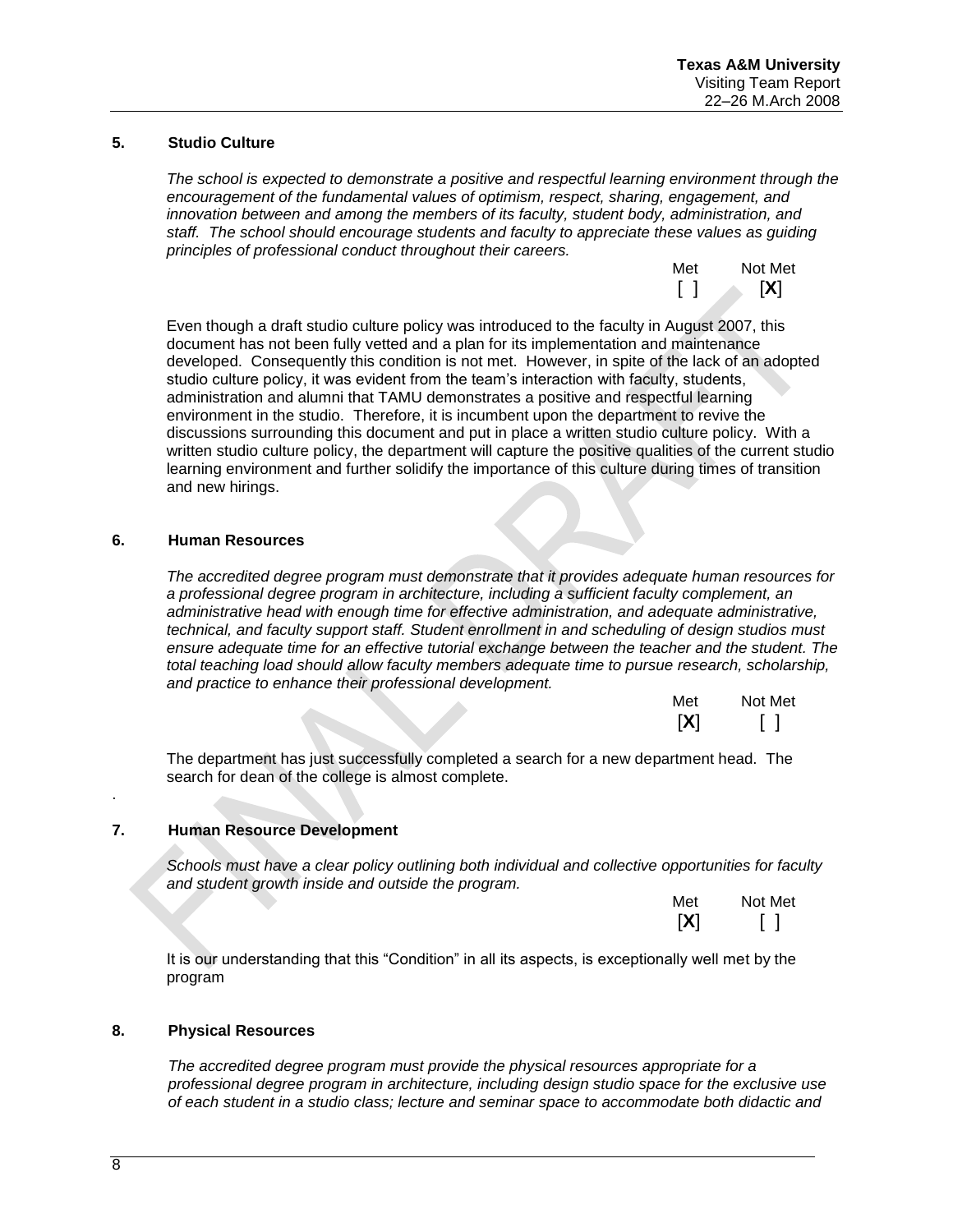### 5. Studio Culture

*The school is expected to demonstrate a positive and respectful learning environment through the encouragement of the fundamental values of optimism, respect, sharing, engagement, and innovation between and among the members of its faculty, student body, administration, and staff. The school should encourage students and faculty to appreciate these values as guiding principles of professional conduct throughout their careers.*

| Met | Not Met |
|---|---|
| [ ] | [X] |

Even though a draft studio culture policy was introduced to the faculty in August 2007, this document has not been fully vetted and a plan for its implementation and maintenance developed. Consequently this condition is not met. However, in spite of the lack of an adopted studio culture policy, it was evident from the team's interaction with faculty, students, administration and alumni that TAMU demonstrates a positive and respectful learning environment in the studio. Therefore, it is incumbent upon the department to revive the discussions surrounding this document and put in place a written studio culture policy. With a written studio culture policy, the department will capture the positive qualities of the current studio learning environment and further solidify the importance of this culture during times of transition and new hirings.

### 6. Human Resources

*The accredited degree program must demonstrate that it provides adequate human resources for a professional degree program in architecture, including a sufficient faculty complement, an administrative head with enough time for effective administration, and adequate administrative, technical, and faculty support staff. Student enrollment in and scheduling of design studios must ensure adequate time for an effective tutorial exchange between the teacher and the student. The total teaching load should allow faculty members adequate time to pursue research, scholarship, and practice to enhance their professional development.*

| Met | Not Met |
|---|---|
| [X] | [ ] |

The department has just successfully completed a search for a new department head. The search for dean of the college is almost complete.

### 7. Human Resource Development

*Schools must have a clear policy outlining both individual and collective opportunities for faculty and student growth inside and outside the program.*

| Met | Not Met |
|---|---|
| [X] | [ ] |

It is our understanding that this "Condition" in all its aspects, is exceptionally well met by the program

### 8. Physical Resources

*The accredited degree program must provide the physical resources appropriate for a professional degree program in architecture, including design studio space for the exclusive use of each student in a studio class; lecture and seminar space to accommodate both didactic and*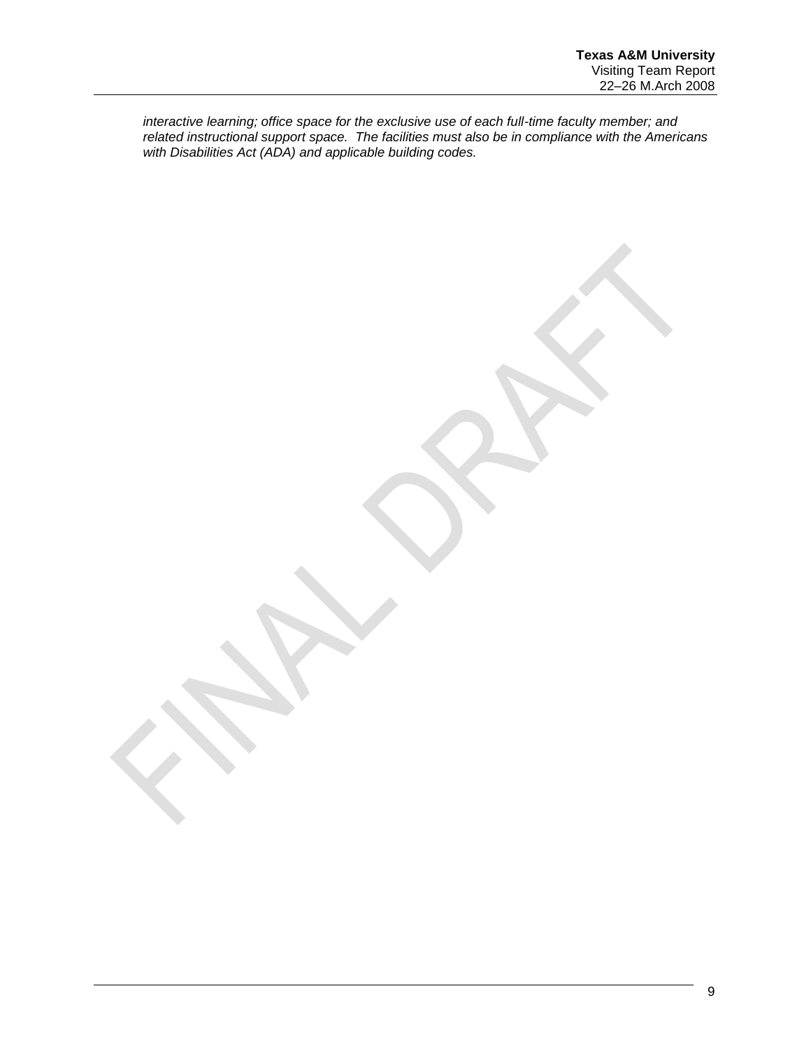*interactive learning; office space for the exclusive use of each full-time faculty member; and related instructional support space.  The facilities must also be in compliance with the Americans with Disabilities Act (ADA) and applicable building codes.*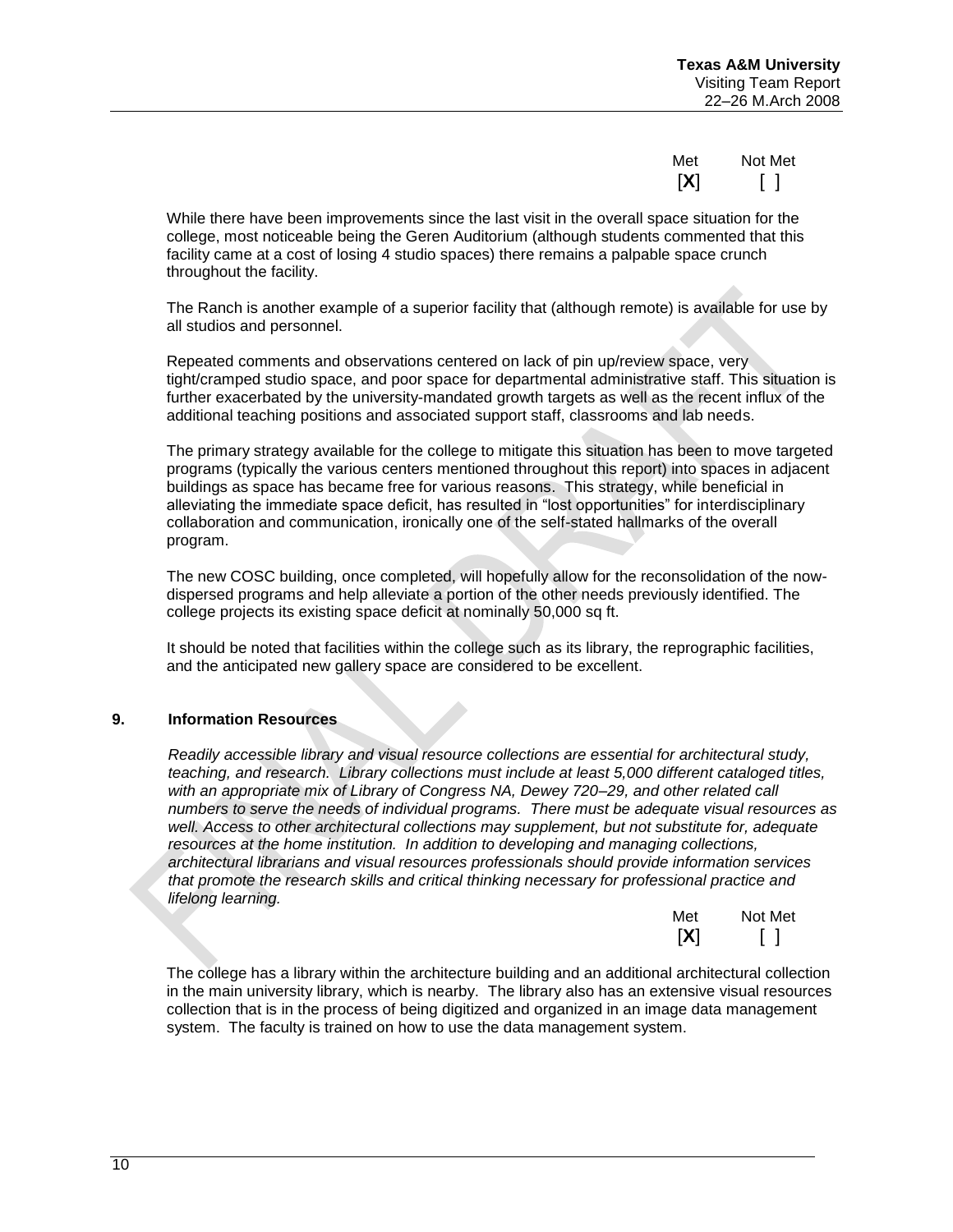| Met | Not Met |
|---|---|
| [X] | [ ] |

While there have been improvements since the last visit in the overall space situation for the college, most noticeable being the Geren Auditorium (although students commented that this facility came at a cost of losing 4 studio spaces) there remains a palpable space crunch throughout the facility.

The Ranch is another example of a superior facility that (although remote) is available for use by all studios and personnel.

Repeated comments and observations centered on lack of pin up/review space, very tight/cramped studio space, and poor space for departmental administrative staff. This situation is further exacerbated by the university-mandated growth targets as well as the recent influx of the additional teaching positions and associated support staff, classrooms and lab needs.

The primary strategy available for the college to mitigate this situation has been to move targeted programs (typically the various centers mentioned throughout this report) into spaces in adjacent buildings as space has became free for various reasons. This strategy, while beneficial in alleviating the immediate space deficit, has resulted in "lost opportunities" for interdisciplinary collaboration and communication, ironically one of the self-stated hallmarks of the overall program.

The new COSC building, once completed, will hopefully allow for the reconsolidation of the now-dispersed programs and help alleviate a portion of the other needs previously identified. The college projects its existing space deficit at nominally 50,000 sq ft.

It should be noted that facilities within the college such as its library, the reprographic facilities, and the anticipated new gallery space are considered to be excellent.

## 9. Information Resources

*Readily accessible library and visual resource collections are essential for architectural study, teaching, and research. Library collections must include at least 5,000 different cataloged titles, with an appropriate mix of Library of Congress NA, Dewey 720–29, and other related call numbers to serve the needs of individual programs. There must be adequate visual resources as well. Access to other architectural collections may supplement, but not substitute for, adequate resources at the home institution. In addition to developing and managing collections, architectural librarians and visual resources professionals should provide information services that promote the research skills and critical thinking necessary for professional practice and lifelong learning.*

| Met | Not Met |
|---|---|
| [X] | [ ] |

The college has a library within the architecture building and an additional architectural collection in the main university library, which is nearby. The library also has an extensive visual resources collection that is in the process of being digitized and organized in an image data management system. The faculty is trained on how to use the data management system.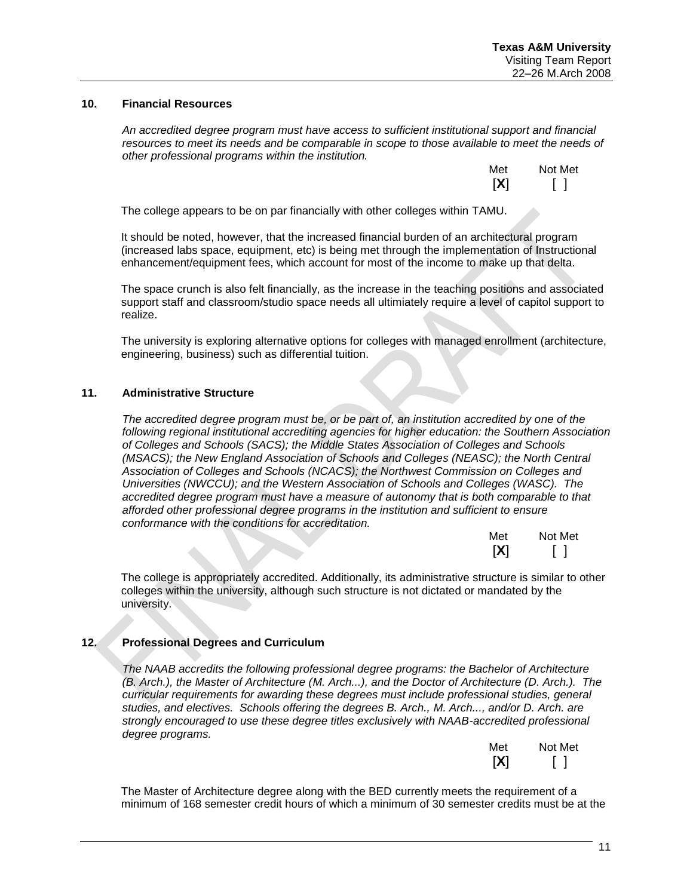### 10. Financial Resources

*An accredited degree program must have access to sufficient institutional support and financial resources to meet its needs and be comparable in scope to those available to meet the needs of other professional programs within the institution.*

| Met | Not Met |
|---|---|
| [X] | [ ] |

The college appears to be on par financially with other colleges within TAMU.

It should be noted, however, that the increased financial burden of an architectural program (increased labs space, equipment, etc) is being met through the implementation of Instructional enhancement/equipment fees, which account for most of the income to make up that delta.

The space crunch is also felt financially, as the increase in the teaching positions and associated support staff and classroom/studio space needs all ultimiately require a level of capitol support to realize.

The university is exploring alternative options for colleges with managed enrollment (architecture, engineering, business) such as differential tuition.

### 11. Administrative Structure

*The accredited degree program must be, or be part of, an institution accredited by one of the following regional institutional accrediting agencies for higher education: the Southern Association of Colleges and Schools (SACS); the Middle States Association of Colleges and Schools (MSACS); the New England Association of Schools and Colleges (NEASC); the North Central Association of Colleges and Schools (NCACS); the Northwest Commission on Colleges and Universities (NWCCU); and the Western Association of Schools and Colleges (WASC). The accredited degree program must have a measure of autonomy that is both comparable to that afforded other professional degree programs in the institution and sufficient to ensure conformance with the conditions for accreditation.*

| Met | Not Met |
|---|---|
| [X] | [ ] |

The college is appropriately accredited. Additionally, its administrative structure is similar to other colleges within the university, although such structure is not dictated or mandated by the university.

### 12. Professional Degrees and Curriculum

*The NAAB accredits the following professional degree programs: the Bachelor of Architecture (B. Arch.), the Master of Architecture (M. Arch...), and the Doctor of Architecture (D. Arch.). The curricular requirements for awarding these degrees must include professional studies, general studies, and electives. Schools offering the degrees B. Arch., M. Arch..., and/or D. Arch. are strongly encouraged to use these degree titles exclusively with NAAB-accredited professional degree programs.*

| Met | Not Met |
|---|---|
| [X] | [ ] |

The Master of Architecture degree along with the BED currently meets the requirement of a minimum of 168 semester credit hours of which a minimum of 30 semester credits must be at the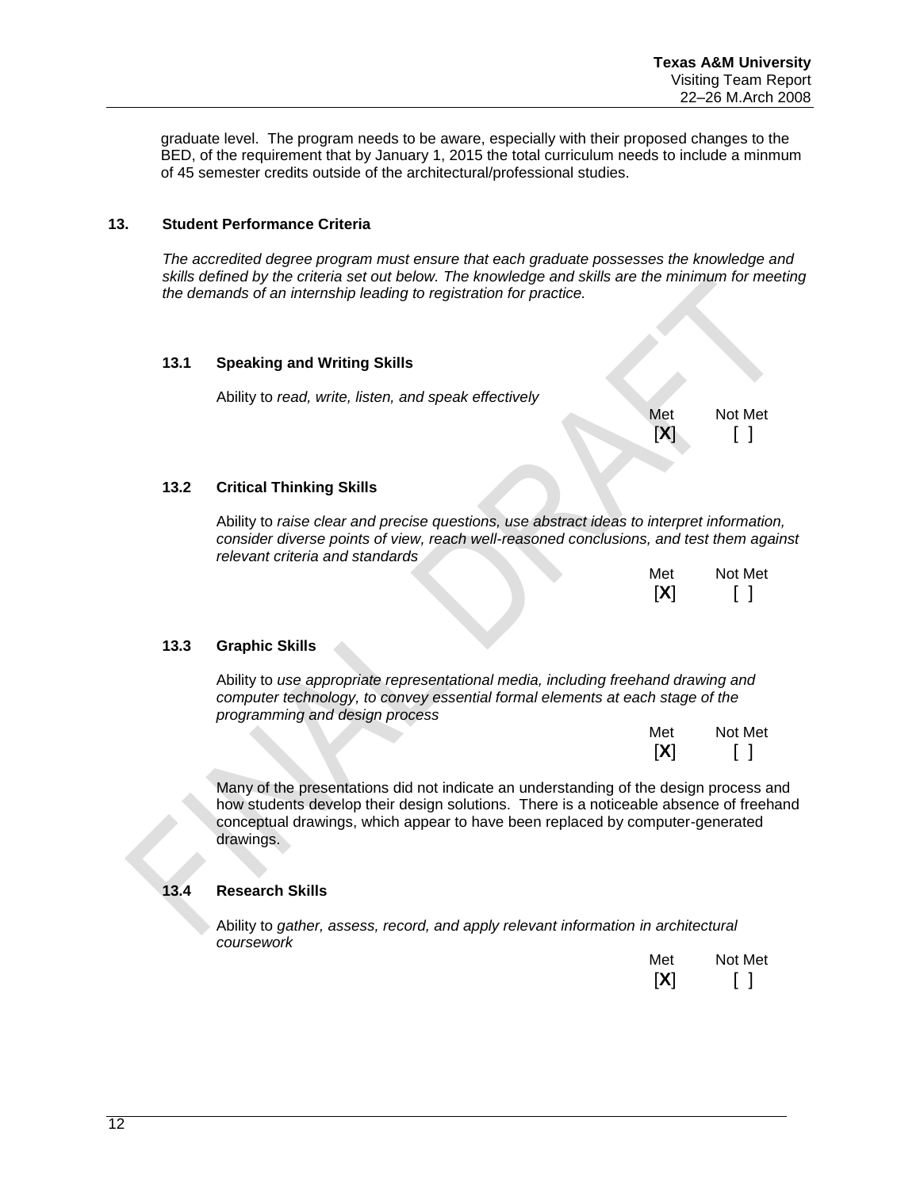graduate level. The program needs to be aware, especially with their proposed changes to the BED, of the requirement that by January 1, 2015 the total curriculum needs to include a minmum of 45 semester credits outside of the architectural/professional studies.

## 13. Student Performance Criteria

*The accredited degree program must ensure that each graduate possesses the knowledge and skills defined by the criteria set out below. The knowledge and skills are the minimum for meeting the demands of an internship leading to registration for practice.*

### 13.1 Speaking and Writing Skills

Ability to *read, write, listen, and speak effectively*

| Met | Not Met |
|---|---|
| [X] | [ ] |

### 13.2 Critical Thinking Skills

Ability to *raise clear and precise questions, use abstract ideas to interpret information, consider diverse points of view, reach well-reasoned conclusions, and test them against relevant criteria and standards*

| Met | Not Met |
|---|---|
| [X] | [ ] |

### 13.3 Graphic Skills

Ability to *use appropriate representational media, including freehand drawing and computer technology, to convey essential formal elements at each stage of the programming and design process*

| Met | Not Met |
|---|---|
| [X] | [ ] |

Many of the presentations did not indicate an understanding of the design process and how students develop their design solutions. There is a noticeable absence of freehand conceptual drawings, which appear to have been replaced by computer-generated drawings.

### 13.4 Research Skills

Ability to *gather, assess, record, and apply relevant information in architectural coursework*

| Met | Not Met |
|---|---|
| [X] | [ ] |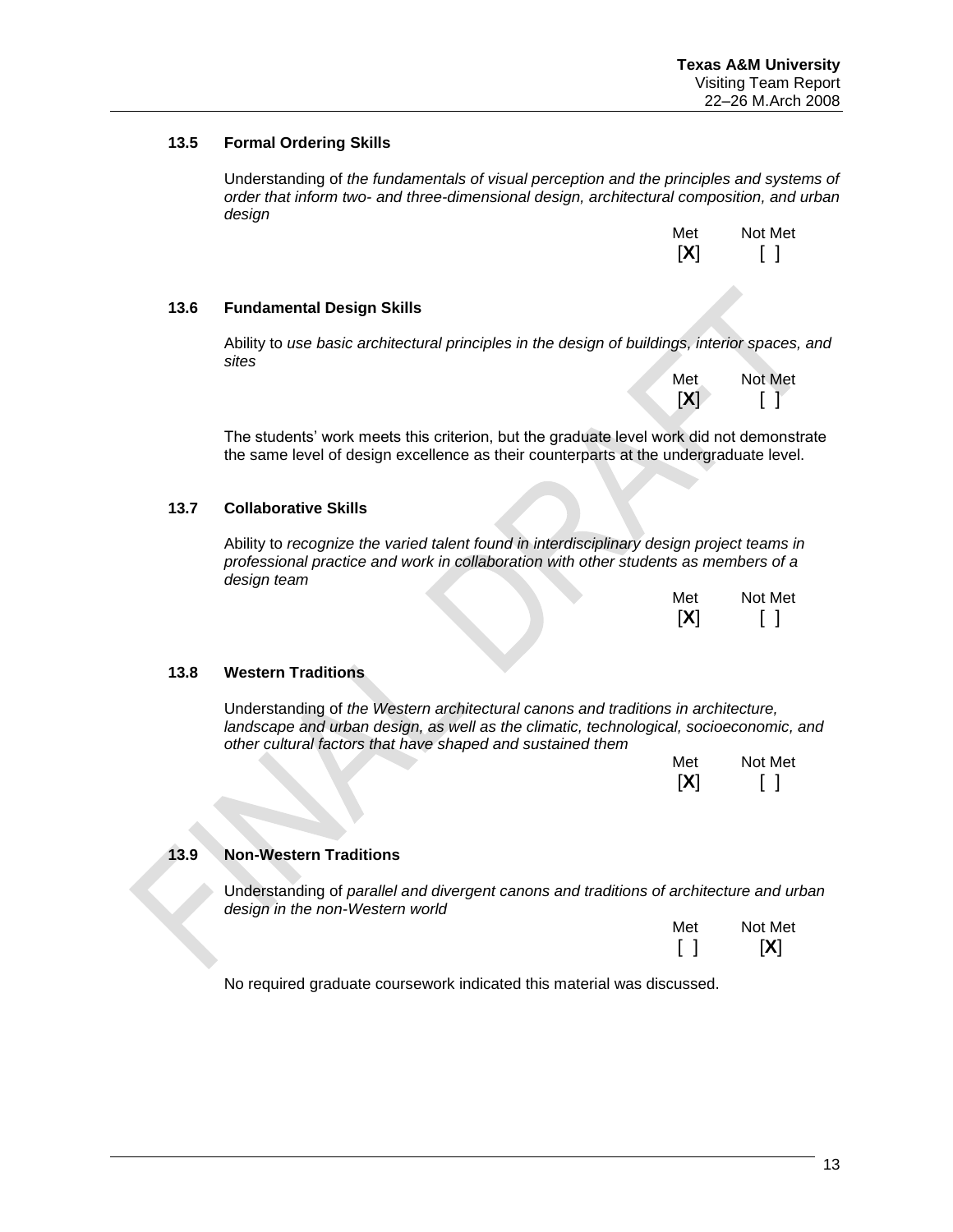### 13.5 Formal Ordering Skills

Understanding of *the fundamentals of visual perception and the principles and systems of order that inform two- and three-dimensional design, architectural composition, and urban design*

| Met | Not Met |
|---|---|
| [X] | [ ] |

### 13.6 Fundamental Design Skills

Ability to *use basic architectural principles in the design of buildings, interior spaces, and sites*

| Met | Not Met |
|---|---|
| [X] | [ ] |

The students' work meets this criterion, but the graduate level work did not demonstrate the same level of design excellence as their counterparts at the undergraduate level.

### 13.7 Collaborative Skills

Ability to *recognize the varied talent found in interdisciplinary design project teams in professional practice and work in collaboration with other students as members of a design team*

| Met | Not Met |
|---|---|
| [X] | [ ] |

### 13.8 Western Traditions

Understanding of *the Western architectural canons and traditions in architecture, landscape and urban design, as well as the climatic, technological, socioeconomic, and other cultural factors that have shaped and sustained them*

| Met | Not Met |
|---|---|
| [X] | [ ] |

### 13.9 Non-Western Traditions

Understanding of *parallel and divergent canons and traditions of architecture and urban design in the non-Western world*

| Met | Not Met |
|---|---|
| [ ] | [X] |

No required graduate coursework indicated this material was discussed.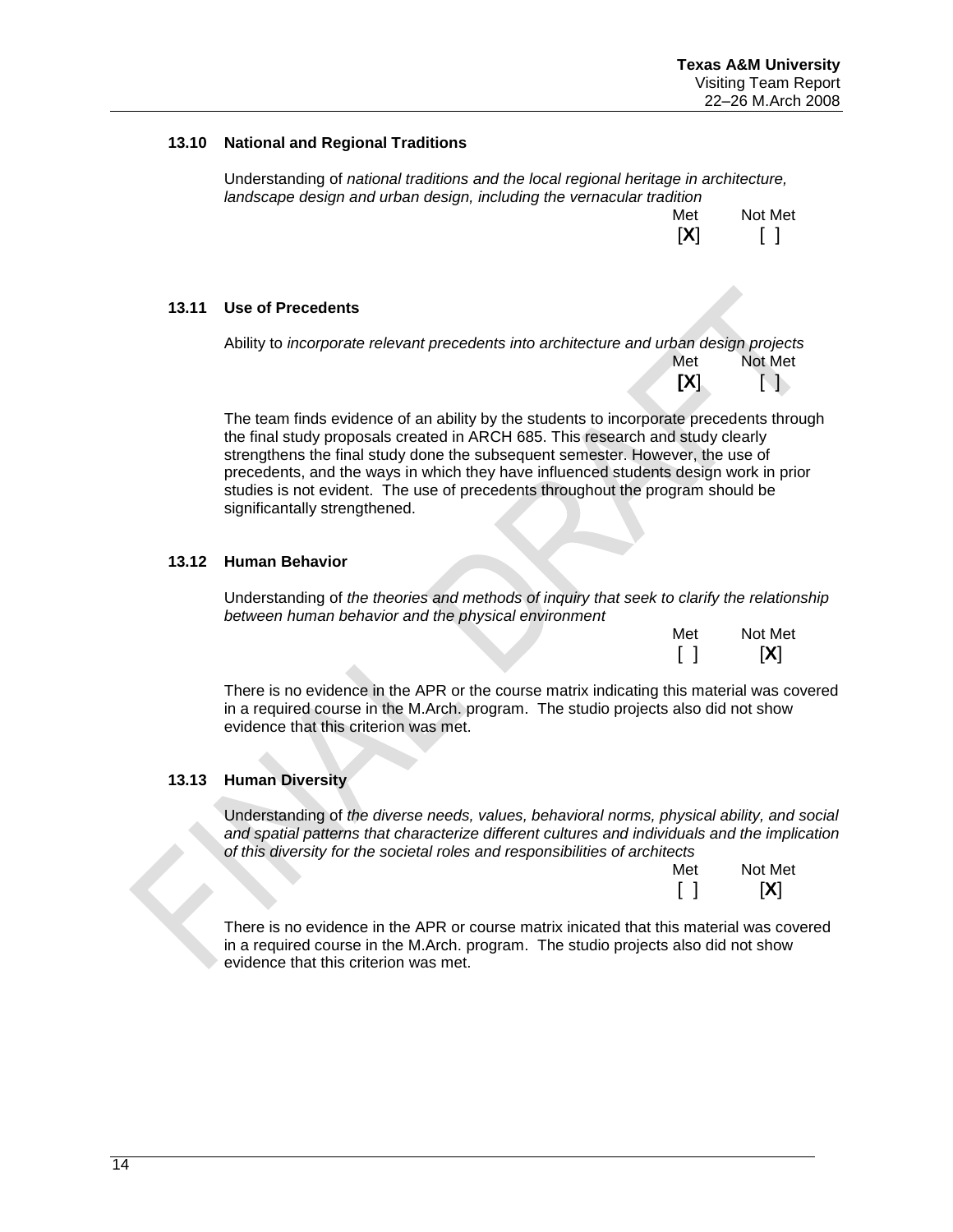### 13.10 National and Regional Traditions

Understanding of *national traditions and the local regional heritage in architecture, landscape design and urban design, including the vernacular tradition*

| Met | Not Met |
|---|---|
| [X] | [ ] |

### 13.11 Use of Precedents

Ability to *incorporate relevant precedents into architecture and urban design projects*

| Met | Not Met |
|---|---|
| [X] | [ ] |

The team finds evidence of an ability by the students to incorporate precedents through the final study proposals created in ARCH 685. This research and study clearly strengthens the final study done the subsequent semester. However, the use of precedents, and the ways in which they have influenced students design work in prior studies is not evident. The use of precedents throughout the program should be significantly strengthened.

### 13.12 Human Behavior

Understanding of *the theories and methods of inquiry that seek to clarify the relationship between human behavior and the physical environment*

| Met | Not Met |
|---|---|
| [ ] | [X] |

There is no evidence in the APR or the course matrix indicating this material was covered in a required course in the M.Arch. program. The studio projects also did not show evidence that this criterion was met.

### 13.13 Human Diversity

Understanding of *the diverse needs, values, behavioral norms, physical ability, and social and spatial patterns that characterize different cultures and individuals and the implication of this diversity for the societal roles and responsibilities of architects*

| Met | Not Met |
|---|---|
| [ ] | [X] |

There is no evidence in the APR or course matrix inicated that this material was covered in a required course in the M.Arch. program. The studio projects also did not show evidence that this criterion was met.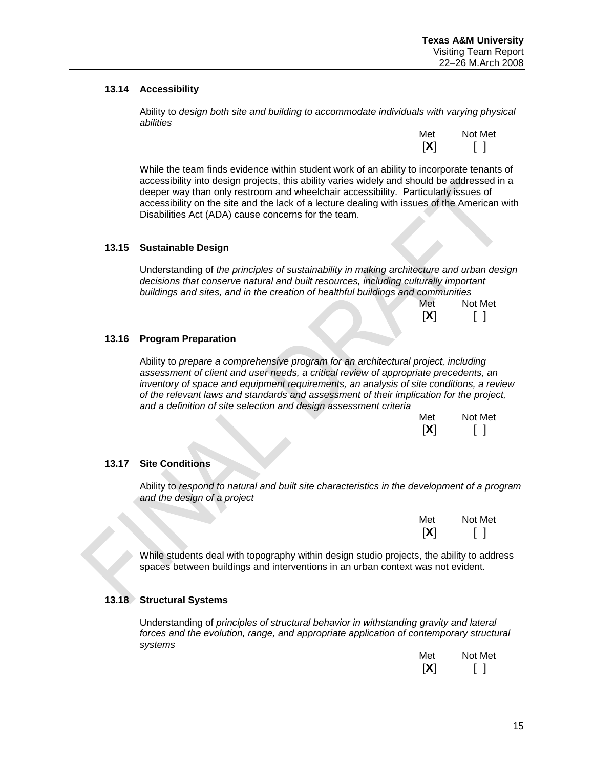### 13.14 Accessibility

Ability to *design both site and building to accommodate individuals with varying physical abilities*

| Met | Not Met |
|---|---|
| [X] | [ ] |

While the team finds evidence within student work of an ability to incorporate tenants of accessibility into design projects, this ability varies widely and should be addressed in a deeper way than only restroom and wheelchair accessibility. Particularly issues of accessibility on the site and the lack of a lecture dealing with issues of the American with Disabilities Act (ADA) cause concerns for the team.

### 13.15 Sustainable Design

Understanding of *the principles of sustainability in making architecture and urban design decisions that conserve natural and built resources, including culturally important buildings and sites, and in the creation of healthful buildings and communities*

| Met | Not Met |
|---|---|
| [X] | [ ] |

### 13.16 Program Preparation

Ability to *prepare a comprehensive program for an architectural project, including assessment of client and user needs, a critical review of appropriate precedents, an inventory of space and equipment requirements, an analysis of site conditions, a review of the relevant laws and standards and assessment of their implication for the project, and a definition of site selection and design assessment criteria*

| Met | Not Met |
|---|---|
| [X] | [ ] |

### 13.17 Site Conditions

Ability to *respond to natural and built site characteristics in the development of a program and the design of a project*

| Met | Not Met |
|---|---|
| [X] | [ ] |

While students deal with topography within design studio projects, the ability to address spaces between buildings and interventions in an urban context was not evident.

### 13.18 Structural Systems

Understanding of *principles of structural behavior in withstanding gravity and lateral forces and the evolution, range, and appropriate application of contemporary structural systems*

| Met | Not Met |
|---|---|
| [X] | [ ] |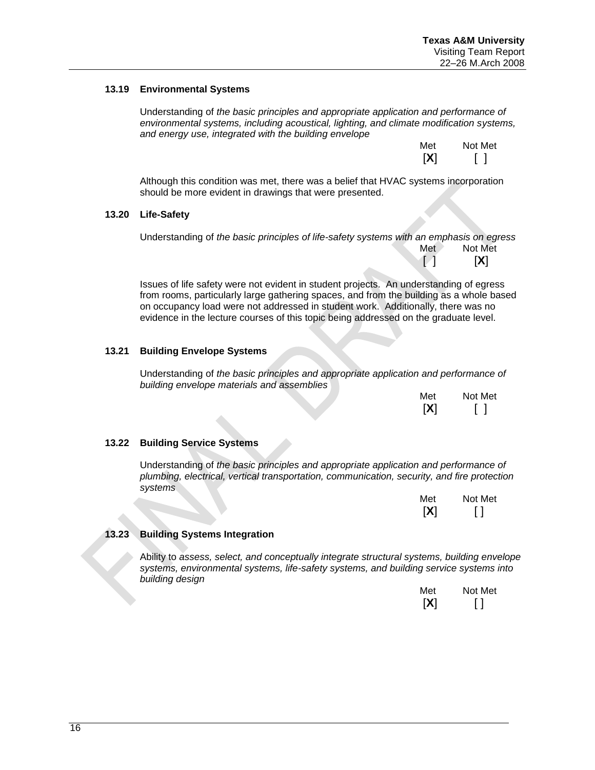### 13.19 Environmental Systems

Understanding of *the basic principles and appropriate application and performance of environmental systems, including acoustical, lighting, and climate modification systems, and energy use, integrated with the building envelope*

| Met | Not Met |
|---|---|
| [X] | [ ] |

Although this condition was met, there was a belief that HVAC systems incorporation should be more evident in drawings that were presented.

### 13.20 Life-Safety

Understanding of *the basic principles of life-safety systems with an emphasis on egress*

| Met | Not Met |
|---|---|
| [ ] | [X] |

Issues of life safety were not evident in student projects. An understanding of egress from rooms, particularly large gathering spaces, and from the building as a whole based on occupancy load were not addressed in student work. Additionally, there was no evidence in the lecture courses of this topic being addressed on the graduate level.

### 13.21 Building Envelope Systems

Understanding of *the basic principles and appropriate application and performance of building envelope materials and assemblies*

| Met | Not Met |
|---|---|
| [X] | [ ] |

### 13.22 Building Service Systems

Understanding of *the basic principles and appropriate application and performance of plumbing, electrical, vertical transportation, communication, security, and fire protection systems*

| Met | Not Met |
|---|---|
| [X] | [ ] |

### 13.23 Building Systems Integration

Ability to *assess, select, and conceptually integrate structural systems, building envelope systems, environmental systems, life-safety systems, and building service systems into building design*

| Met | Not Met |
|---|---|
| [X] | [ ] |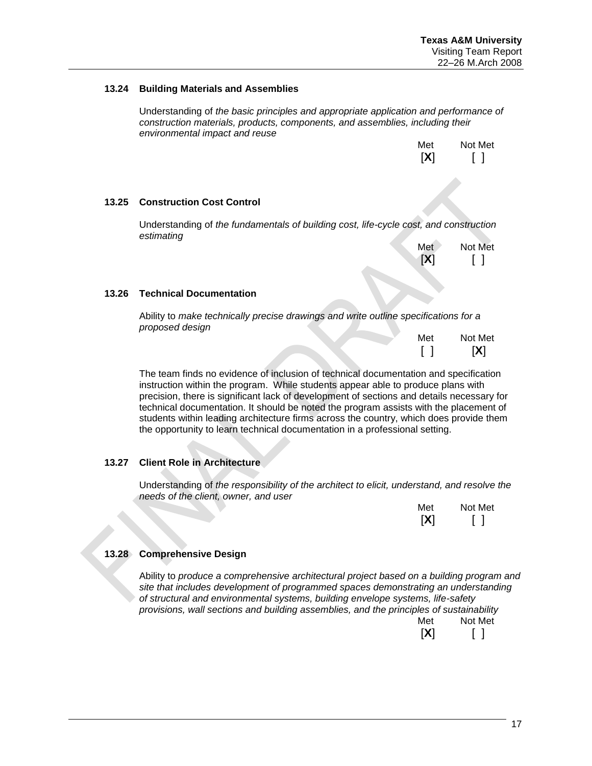### 13.24 Building Materials and Assemblies

Understanding of *the basic principles and appropriate application and performance of construction materials, products, components, and assemblies, including their environmental impact and reuse*

| Met | Not Met |
|---|---|
| [X] | [ ] |

### 13.25 Construction Cost Control

Understanding of *the fundamentals of building cost, life-cycle cost, and construction estimating*

| Met | Not Met |
|---|---|
| [X] | [ ] |

### 13.26 Technical Documentation

Ability to *make technically precise drawings and write outline specifications for a proposed design*

| Met | Not Met |
|---|---|
| [ ] | [X] |

The team finds no evidence of inclusion of technical documentation and specification instruction within the program. While students appear able to produce plans with precision, there is significant lack of development of sections and details necessary for technical documentation. It should be noted the program assists with the placement of students within leading architecture firms across the country, which does provide them the opportunity to learn technical documentation in a professional setting.

### 13.27 Client Role in Architecture

Understanding of *the responsibility of the architect to elicit, understand, and resolve the needs of the client, owner, and user*

| Met | Not Met |
|---|---|
| [X] | [ ] |

### 13.28 Comprehensive Design

Ability to *produce a comprehensive architectural project based on a building program and site that includes development of programmed spaces demonstrating an understanding of structural and environmental systems, building envelope systems, life-safety provisions, wall sections and building assemblies, and the principles of sustainability*

| Met | Not Met |
|---|---|
| [X] | [ ] |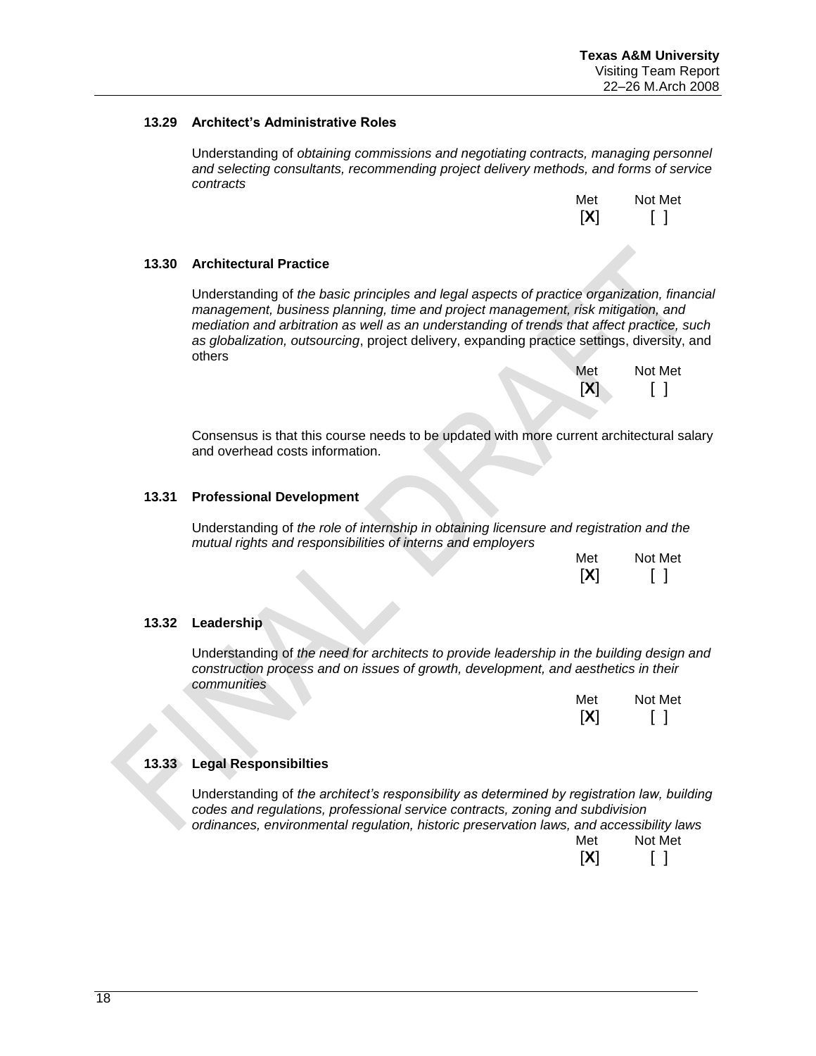### 13.29 Architect's Administrative Roles

Understanding of *obtaining commissions and negotiating contracts, managing personnel and selecting consultants, recommending project delivery methods, and forms of service contracts*

| Met | Not Met |
|---|---|
| [X] | [ ] |

### 13.30 Architectural Practice

Understanding of *the basic principles and legal aspects of practice organization, financial management, business planning, time and project management, risk mitigation, and mediation and arbitration as well as an understanding of trends that affect practice, such as globalization, outsourcing*, project delivery, expanding practice settings, diversity, and others

| Met | Not Met |
|---|---|
| [X] | [ ] |

Consensus is that this course needs to be updated with more current architectural salary and overhead costs information.

### 13.31 Professional Development

Understanding of *the role of internship in obtaining licensure and registration and the mutual rights and responsibilities of interns and employers*

| Met | Not Met |
|---|---|
| [X] | [ ] |

### 13.32 Leadership

Understanding of *the need for architects to provide leadership in the building design and construction process and on issues of growth, development, and aesthetics in their communities*

| Met | Not Met |
|---|---|
| [X] | [ ] |

### 13.33 Legal Responsibilties

Understanding of *the architect's responsibility as determined by registration law, building codes and regulations, professional service contracts, zoning and subdivision ordinances, environmental regulation, historic preservation laws, and accessibility laws*

| Met | Not Met |
|---|---|
| [X] | [ ] |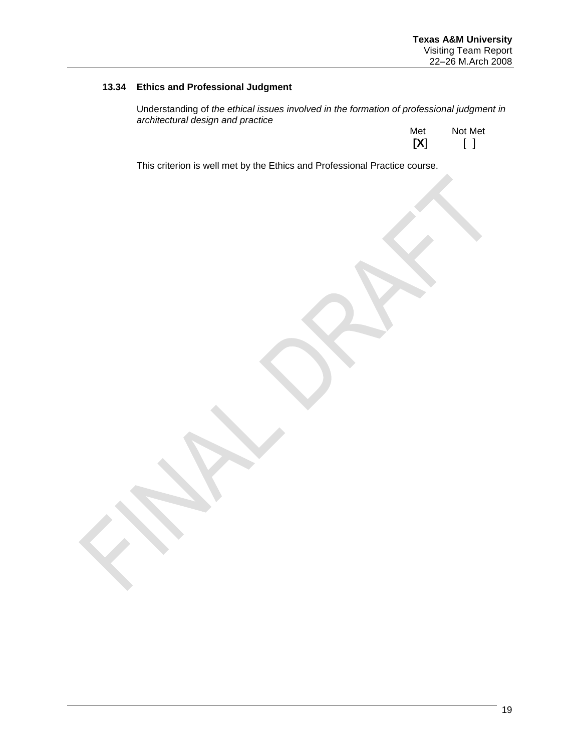### 13.34 Ethics and Professional Judgment

Understanding of *the ethical issues involved in the formation of professional judgment in architectural design and practice*

| Met | Not Met |
|---|---|
| [X] | [ ] |

This criterion is well met by the Ethics and Professional Practice course.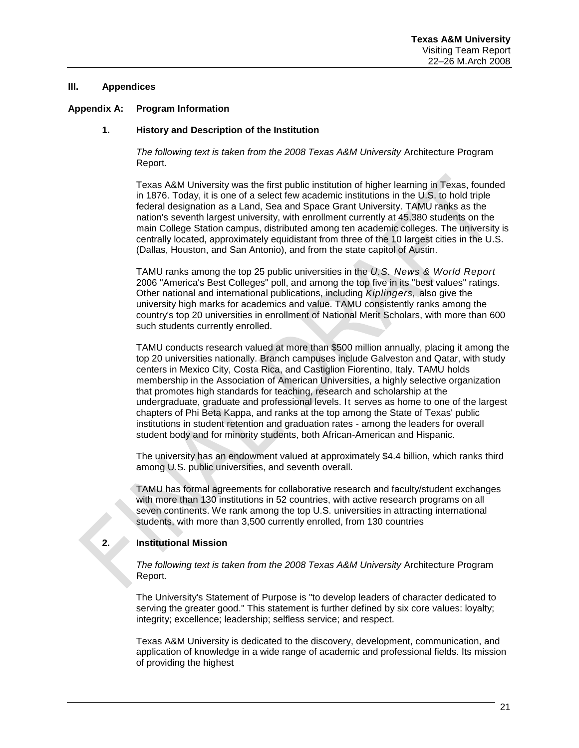## III. Appendices

### Appendix A: Program Information

#### 1. History and Description of the Institution

*The following text is taken from the 2008 Texas A&M University* Architecture Program Report*.*

Texas A&M University was the first public institution of higher learning in Texas, founded in 1876. Today, it is one of a select few academic institutions in the U.S. to hold triple federal designation as a Land, Sea and Space Grant University. TAMU ranks as the nation's seventh largest university, with enrollment currently at 45,380 students on the main College Station campus, distributed among ten academic colleges. The university is centrally located, approximately equidistant from three of the 10 largest cities in the U.S. (Dallas, Houston, and San Antonio), and from the state capitol of Austin.

TAMU ranks among the top 25 public universities in the *U.S. News & World Report* 2006 "America's Best Colleges" poll, and among the top five in its "best values" ratings. Other national and international publications, including *Kiplingers,* also give the university high marks for academics and value. TAMU consistently ranks among the country's top 20 universities in enrollment of National Merit Scholars, with more than 600 such students currently enrolled.

TAMU conducts research valued at more than $500 million annually, placing it among the top 20 universities nationally. Branch campuses include Galveston and Qatar, with study centers in Mexico City, Costa Rica, and Castiglion Fiorentino, Italy. TAMU holds membership in the Association of American Universities, a highly selective organization that promotes high standards for teaching, research and scholarship at the undergraduate, graduate and professional levels. It serves as home to one of the largest chapters of Phi Beta Kappa, and ranks at the top among the State of Texas' public institutions in student retention and graduation rates - among the leaders for overall student body and for minority students, both African-American and Hispanic.

The university has an endowment valued at approximately $4.4 billion, which ranks third among U.S. public universities, and seventh overall.

TAMU has formal agreements for collaborative research and faculty/student exchanges with more than 130 institutions in 52 countries, with active research programs on all seven continents. We rank among the top U.S. universities in attracting international students, with more than 3,500 currently enrolled, from 130 countries

#### 2. Institutional Mission

*The following text is taken from the 2008 Texas A&M University* Architecture Program Report*.*

The University's Statement of Purpose is "to develop leaders of character dedicated to serving the greater good." This statement is further defined by six core values: loyalty; integrity; excellence; leadership; selfless service; and respect.

Texas A&M University is dedicated to the discovery, development, communication, and application of knowledge in a wide range of academic and professional fields. Its mission of providing the highest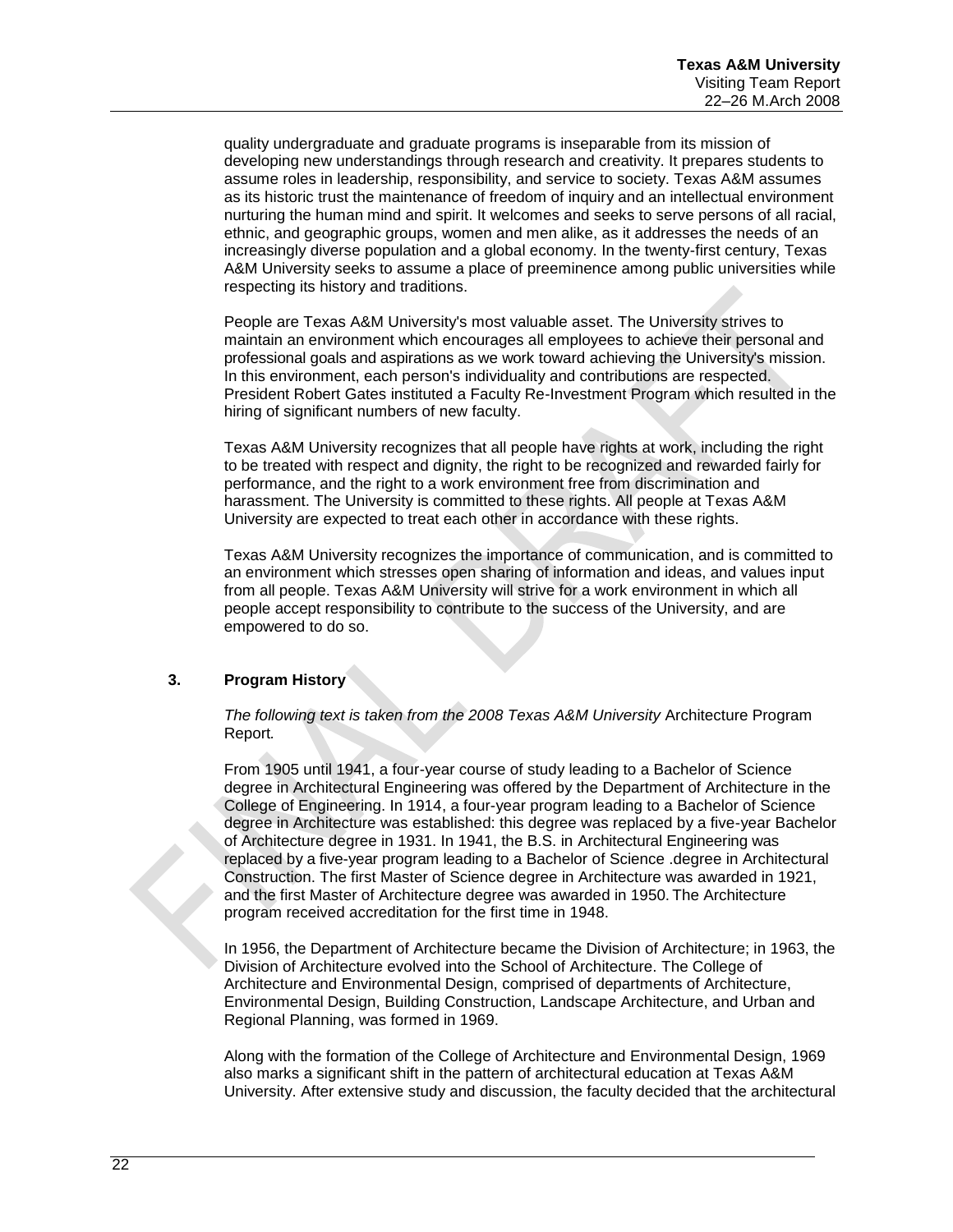quality undergraduate and graduate programs is inseparable from its mission of developing new understandings through research and creativity. It prepares students to assume roles in leadership, responsibility, and service to society. Texas A&M assumes as its historic trust the maintenance of freedom of inquiry and an intellectual environment nurturing the human mind and spirit. It welcomes and seeks to serve persons of all racial, ethnic, and geographic groups, women and men alike, as it addresses the needs of an increasingly diverse population and a global economy. In the twenty-first century, Texas A&M University seeks to assume a place of preeminence among public universities while respecting its history and traditions.

People are Texas A&M University's most valuable asset. The University strives to maintain an environment which encourages all employees to achieve their personal and professional goals and aspirations as we work toward achieving the University's mission. In this environment, each person's individuality and contributions are respected. President Robert Gates instituted a Faculty Re-Investment Program which resulted in the hiring of significant numbers of new faculty.

Texas A&M University recognizes that all people have rights at work, including the right to be treated with respect and dignity, the right to be recognized and rewarded fairly for performance, and the right to a work environment free from discrimination and harassment. The University is committed to these rights. All people at Texas A&M University are expected to treat each other in accordance with these rights.

Texas A&M University recognizes the importance of communication, and is committed to an environment which stresses open sharing of information and ideas, and values input from all people. Texas A&M University will strive for a work environment in which all people accept responsibility to contribute to the success of the University, and are empowered to do so.

## 3. Program History

*The following text is taken from the 2008 Texas A&M University* Architecture Program Report*.*

From 1905 until 1941, a four-year course of study leading to a Bachelor of Science degree in Architectural Engineering was offered by the Department of Architecture in the College of Engineering. In 1914, a four-year program leading to a Bachelor of Science degree in Architecture was established: this degree was replaced by a five-year Bachelor of Architecture degree in 1931. In 1941, the B.S. in Architectural Engineering was replaced by a five-year program leading to a Bachelor of Science .degree in Architectural Construction. The first Master of Science degree in Architecture was awarded in 1921, and the first Master of Architecture degree was awarded in 1950. The Architecture program received accreditation for the first time in 1948.

In 1956, the Department of Architecture became the Division of Architecture; in 1963, the Division of Architecture evolved into the School of Architecture. The College of Architecture and Environmental Design, comprised of departments of Architecture, Environmental Design, Building Construction, Landscape Architecture, and Urban and Regional Planning, was formed in 1969.

Along with the formation of the College of Architecture and Environmental Design, 1969 also marks a significant shift in the pattern of architectural education at Texas A&M University. After extensive study and discussion, the faculty decided that the architectural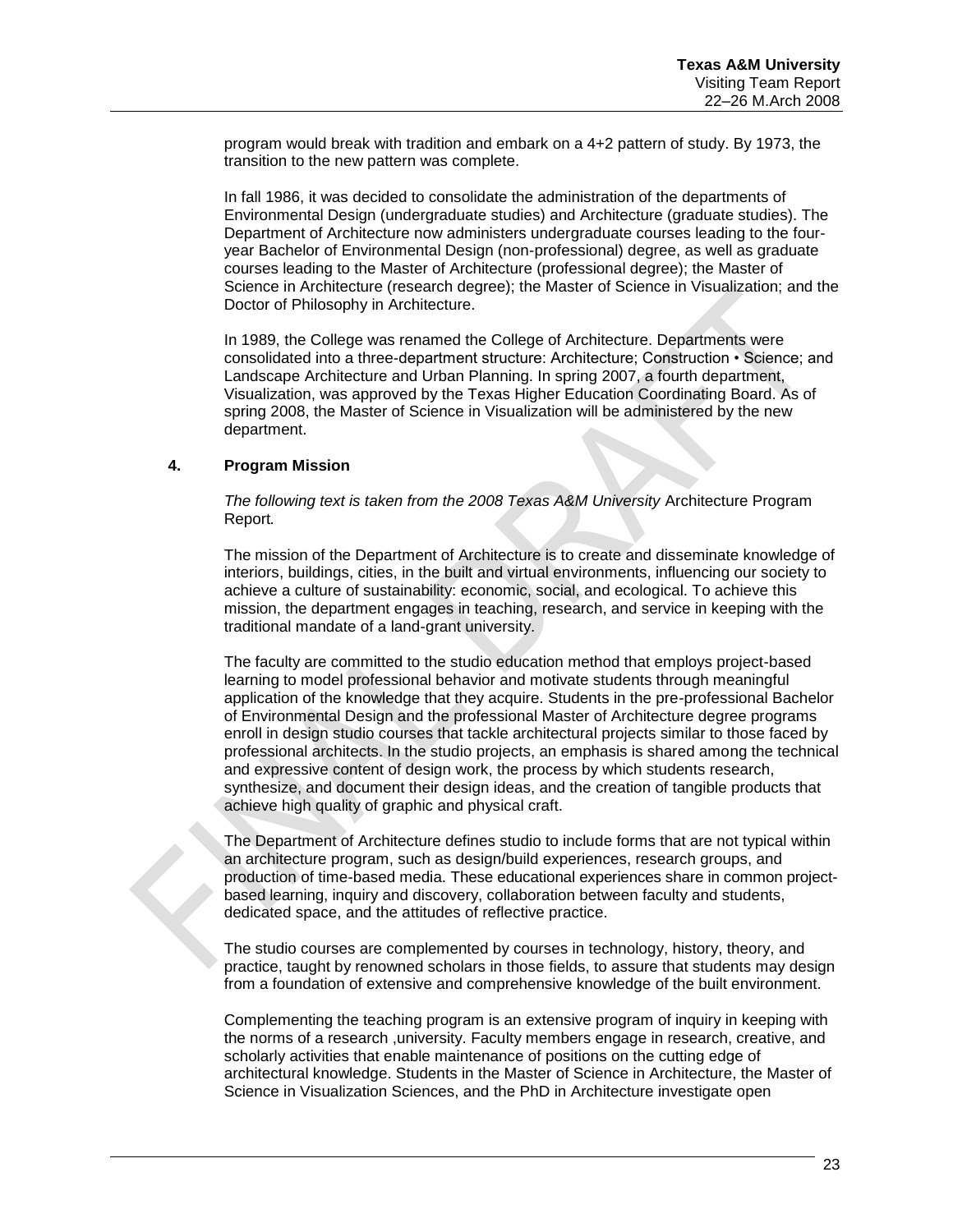program would break with tradition and embark on a 4+2 pattern of study. By 1973, the transition to the new pattern was complete.

In fall 1986, it was decided to consolidate the administration of the departments of Environmental Design (undergraduate studies) and Architecture (graduate studies). The Department of Architecture now administers undergraduate courses leading to the four-year Bachelor of Environmental Design (non-professional) degree, as well as graduate courses leading to the Master of Architecture (professional degree); the Master of Science in Architecture (research degree); the Master of Science in Visualization; and the Doctor of Philosophy in Architecture.

In 1989, the College was renamed the College of Architecture. Departments were consolidated into a three-department structure: Architecture; Construction • Science; and Landscape Architecture and Urban Planning. In spring 2007, a fourth department, Visualization, was approved by the Texas Higher Education Coordinating Board. As of spring 2008, the Master of Science in Visualization will be administered by the new department.

## 4. Program Mission

*The following text is taken from the 2008 Texas A&M University* Architecture Program Report*.*

The mission of the Department of Architecture is to create and disseminate knowledge of interiors, buildings, cities, in the built and virtual environments, influencing our society to achieve a culture of sustainability: economic, social, and ecological. To achieve this mission, the department engages in teaching, research, and service in keeping with the traditional mandate of a land-grant university.

The faculty are committed to the studio education method that employs project-based learning to model professional behavior and motivate students through meaningful application of the knowledge that they acquire. Students in the pre-professional Bachelor of Environmental Design and the professional Master of Architecture degree programs enroll in design studio courses that tackle architectural projects similar to those faced by professional architects. In the studio projects, an emphasis is shared among the technical and expressive content of design work, the process by which students research, synthesize, and document their design ideas, and the creation of tangible products that achieve high quality of graphic and physical craft.

The Department of Architecture defines studio to include forms that are not typical within an architecture program, such as design/build experiences, research groups, and production of time-based media. These educational experiences share in common project-based learning, inquiry and discovery, collaboration between faculty and students, dedicated space, and the attitudes of reflective practice.

The studio courses are complemented by courses in technology, history, theory, and practice, taught by renowned scholars in those fields, to assure that students may design from a foundation of extensive and comprehensive knowledge of the built environment.

Complementing the teaching program is an extensive program of inquiry in keeping with the norms of a research ,university. Faculty members engage in research, creative, and scholarly activities that enable maintenance of positions on the cutting edge of architectural knowledge. Students in the Master of Science in Architecture, the Master of Science in Visualization Sciences, and the PhD in Architecture investigate open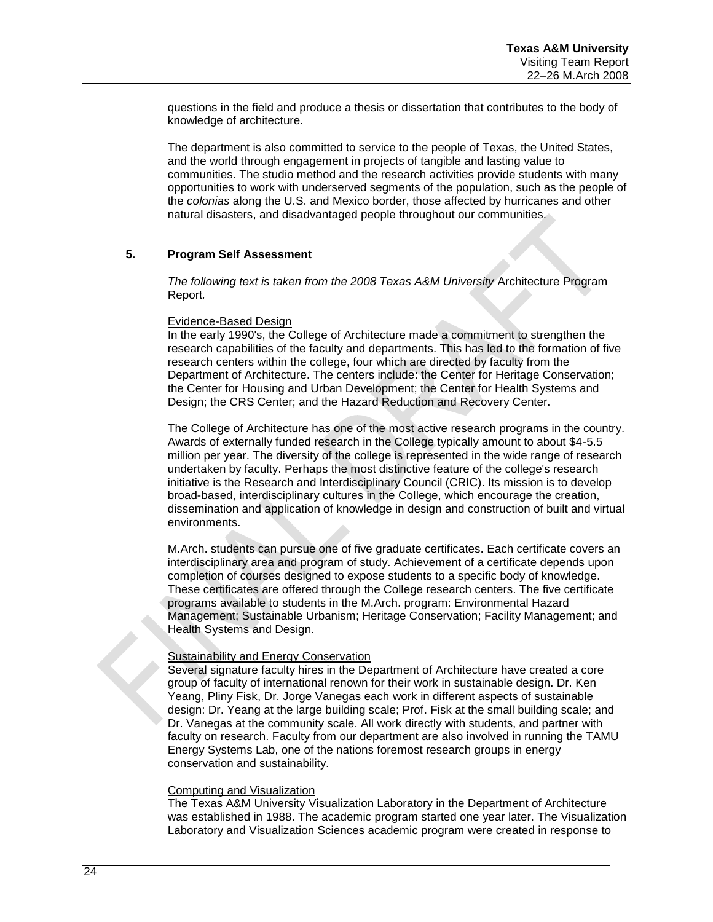questions in the field and produce a thesis or dissertation that contributes to the body of knowledge of architecture.

The department is also committed to service to the people of Texas, the United States, and the world through engagement in projects of tangible and lasting value to communities. The studio method and the research activities provide students with many opportunities to work with underserved segments of the population, such as the people of the *colonias* along the U.S. and Mexico border, those affected by hurricanes and other natural disasters, and disadvantaged people throughout our communities.

## 5. Program Self Assessment

*The following text is taken from the 2008 Texas A&M University* Architecture Program Report*.*

Evidence-Based Design

In the early 1990's, the College of Architecture made a commitment to strengthen the research capabilities of the faculty and departments. This has led to the formation of five research centers within the college, four which are directed by faculty from the Department of Architecture. The centers include: the Center for Heritage Conservation; the Center for Housing and Urban Development; the Center for Health Systems and Design; the CRS Center; and the Hazard Reduction and Recovery Center.

The College of Architecture has one of the most active research programs in the country. Awards of externally funded research in the College typically amount to about $4-5.5 million per year. The diversity of the college is represented in the wide range of research undertaken by faculty. Perhaps the most distinctive feature of the college's research initiative is the Research and Interdisciplinary Council (CRIC). Its mission is to develop broad-based, interdisciplinary cultures in the College, which encourage the creation, dissemination and application of knowledge in design and construction of built and virtual environments.

M.Arch. students can pursue one of five graduate certificates. Each certificate covers an interdisciplinary area and program of study. Achievement of a certificate depends upon completion of courses designed to expose students to a specific body of knowledge. These certificates are offered through the College research centers. The five certificate programs available to students in the M.Arch. program: Environmental Hazard Management; Sustainable Urbanism; Heritage Conservation; Facility Management; and Health Systems and Design.

Sustainability and Energy Conservation

Several signature faculty hires in the Department of Architecture have created a core group of faculty of international renown for their work in sustainable design. Dr. Ken Yeang, Pliny Fisk, Dr. Jorge Vanegas each work in different aspects of sustainable design: Dr. Yeang at the large building scale; Prof. Fisk at the small building scale; and Dr. Vanegas at the community scale. All work directly with students, and partner with faculty on research. Faculty from our department are also involved in running the TAMU Energy Systems Lab, one of the nations foremost research groups in energy conservation and sustainability.

Computing and Visualization

The Texas A&M University Visualization Laboratory in the Department of Architecture was established in 1988. The academic program started one year later. The Visualization Laboratory and Visualization Sciences academic program were created in response to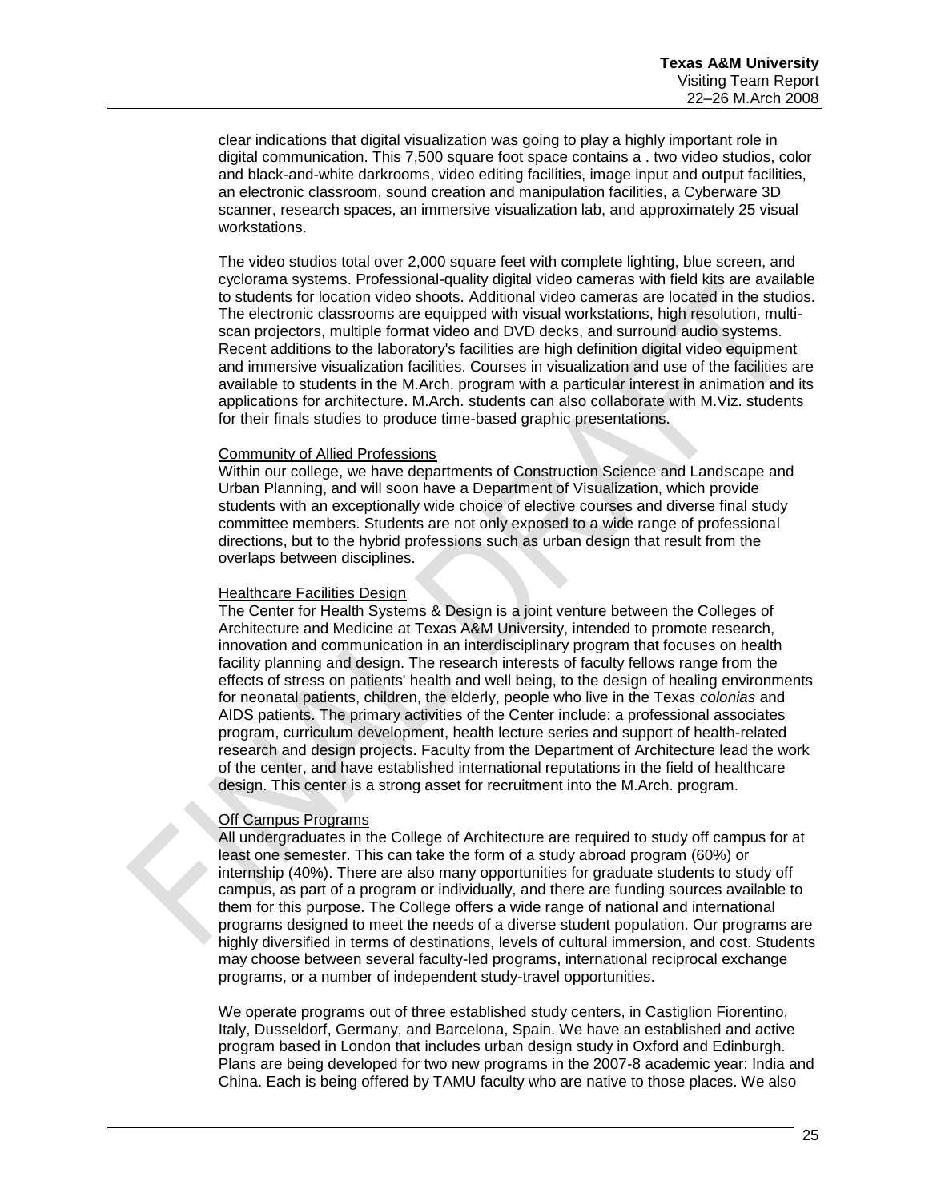clear indications that digital visualization was going to play a highly important role in digital communication. This 7,500 square foot space contains a . two video studios, color and black-and-white darkrooms, video editing facilities, image input and output facilities, an electronic classroom, sound creation and manipulation facilities, a Cyberware 3D scanner, research spaces, an immersive visualization lab, and approximately 25 visual workstations.

The video studios total over 2,000 square feet with complete lighting, blue screen, and cyclorama systems. Professional-quality digital video cameras with field kits are available to students for location video shoots. Additional video cameras are located in the studios. The electronic classrooms are equipped with visual workstations, high resolution, multi-scan projectors, multiple format video and DVD decks, and surround audio systems. Recent additions to the laboratory's facilities are high definition digital video equipment and immersive visualization facilities. Courses in visualization and use of the facilities are available to students in the M.Arch. program with a particular interest in animation and its applications for architecture. M.Arch. students can also collaborate with M.Viz. students for their finals studies to produce time-based graphic presentations.

Community of Allied Professions

Within our college, we have departments of Construction Science and Landscape and Urban Planning, and will soon have a Department of Visualization, which provide students with an exceptionally wide choice of elective courses and diverse final study committee members. Students are not only exposed to a wide range of professional directions, but to the hybrid professions such as urban design that result from the overlaps between disciplines.

Healthcare Facilities Design

The Center for Health Systems & Design is a joint venture between the Colleges of Architecture and Medicine at Texas A&M University, intended to promote research, innovation and communication in an interdisciplinary program that focuses on health facility planning and design. The research interests of faculty fellows range from the effects of stress on patients' health and well being, to the design of healing environments for neonatal patients, children, the elderly, people who live in the Texas *colonias* and AIDS patients. The primary activities of the Center include: a professional associates program, curriculum development, health lecture series and support of health-related research and design projects. Faculty from the Department of Architecture lead the work of the center, and have established international reputations in the field of healthcare design. This center is a strong asset for recruitment into the M.Arch. program.

Off Campus Programs

All undergraduates in the College of Architecture are required to study off campus for at least one semester. This can take the form of a study abroad program (60%) or internship (40%). There are also many opportunities for graduate students to study off campus, as part of a program or individually, and there are funding sources available to them for this purpose. The College offers a wide range of national and international programs designed to meet the needs of a diverse student population. Our programs are highly diversified in terms of destinations, levels of cultural immersion, and cost. Students may choose between several faculty-led programs, international reciprocal exchange programs, or a number of independent study-travel opportunities.

We operate programs out of three established study centers, in Castiglion Fiorentino, Italy, Dusseldorf, Germany, and Barcelona, Spain. We have an established and active program based in London that includes urban design study in Oxford and Edinburgh. Plans are being developed for two new programs in the 2007-8 academic year: India and China. Each is being offered by TAMU faculty who are native to those places. We also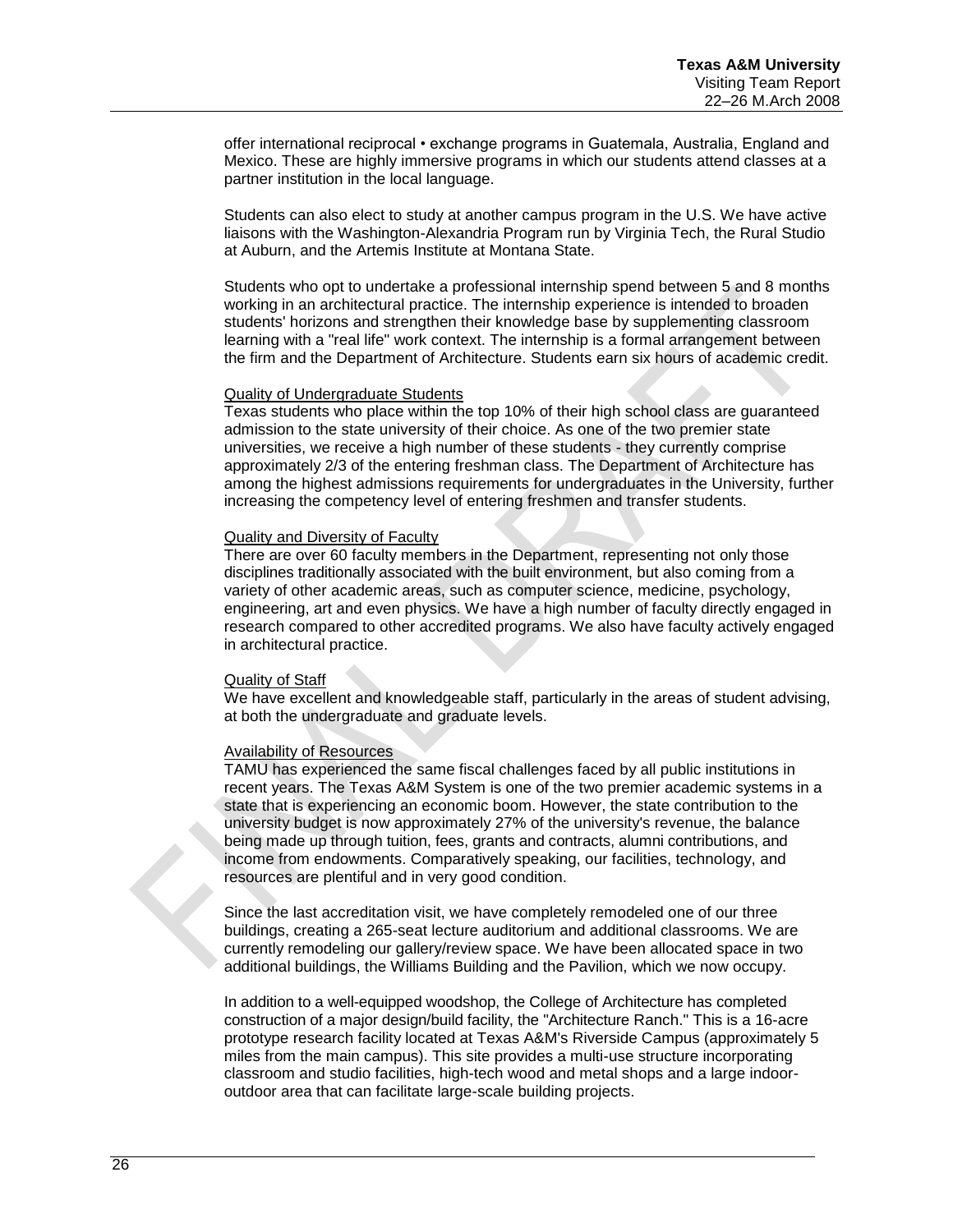offer international reciprocal • exchange programs in Guatemala, Australia, England and Mexico. These are highly immersive programs in which our students attend classes at a partner institution in the local language.

Students can also elect to study at another campus program in the U.S. We have active liaisons with the Washington-Alexandria Program run by Virginia Tech, the Rural Studio at Auburn, and the Artemis Institute at Montana State.

Students who opt to undertake a professional internship spend between 5 and 8 months working in an architectural practice. The internship experience is intended to broaden students' horizons and strengthen their knowledge base by supplementing classroom learning with a "real life" work context. The internship is a formal arrangement between the firm and the Department of Architecture. Students earn six hours of academic credit.

<u>Quality of Undergraduate Students</u>

Texas students who place within the top 10% of their high school class are guaranteed admission to the state university of their choice. As one of the two premier state universities, we receive a high number of these students - they currently comprise approximately 2/3 of the entering freshman class. The Department of Architecture has among the highest admissions requirements for undergraduates in the University, further increasing the competency level of entering freshmen and transfer students.

<u>Quality and Diversity of Faculty</u>

There are over 60 faculty members in the Department, representing not only those disciplines traditionally associated with the built environment, but also coming from a variety of other academic areas, such as computer science, medicine, psychology, engineering, art and even physics. We have a high number of faculty directly engaged in research compared to other accredited programs. We also have faculty actively engaged in architectural practice.

<u>Quality of Staff</u>

We have excellent and knowledgeable staff, particularly in the areas of student advising, at both the undergraduate and graduate levels.

<u>Availability of Resources</u>

TAMU has experienced the same fiscal challenges faced by all public institutions in recent years. The Texas A&M System is one of the two premier academic systems in a state that is experiencing an economic boom. However, the state contribution to the university budget is now approximately 27% of the university's revenue, the balance being made up through tuition, fees, grants and contracts, alumni contributions, and income from endowments. Comparatively speaking, our facilities, technology, and resources are plentiful and in very good condition.

Since the last accreditation visit, we have completely remodeled one of our three buildings, creating a 265-seat lecture auditorium and additional classrooms. We are currently remodeling our gallery/review space. We have been allocated space in two additional buildings, the Williams Building and the Pavilion, which we now occupy.

In addition to a well-equipped woodshop, the College of Architecture has completed construction of a major design/build facility, the "Architecture Ranch." This is a 16-acre prototype research facility located at Texas A&M's Riverside Campus (approximately 5 miles from the main campus). This site provides a multi-use structure incorporating classroom and studio facilities, high-tech wood and metal shops and a large indoor-outdoor area that can facilitate large-scale building projects.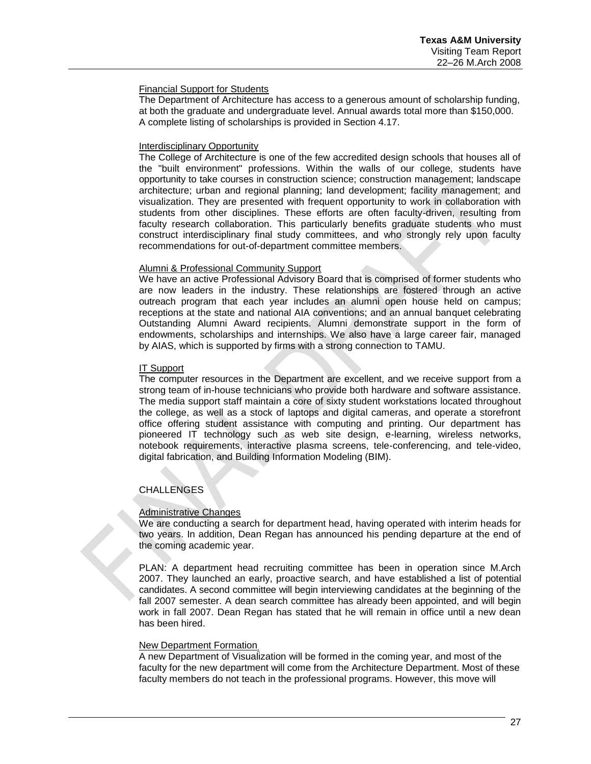Financial Support for Students

The Department of Architecture has access to a generous amount of scholarship funding, at both the graduate and undergraduate level. Annual awards total more than $150,000. A complete listing of scholarships is provided in Section 4.17.

Interdisciplinary Opportunity

The College of Architecture is one of the few accredited design schools that houses all of the "built environment" professions. Within the walls of our college, students have opportunity to take courses in construction science; construction management; landscape architecture; urban and regional planning; land development; facility management; and visualization. They are presented with frequent opportunity to work in collaboration with students from other disciplines. These efforts are often faculty-driven, resulting from faculty research collaboration. This particularly benefits graduate students who must construct interdisciplinary final study committees, and who strongly rely upon faculty recommendations for out-of-department committee members.

Alumni & Professional Community Support

We have an active Professional Advisory Board that is comprised of former students who are now leaders in the industry. These relationships are fostered through an active outreach program that each year includes an alumni open house held on campus; receptions at the state and national AIA conventions; and an annual banquet celebrating Outstanding Alumni Award recipients. Alumni demonstrate support in the form of endowments, scholarships and internships. We also have a large career fair, managed by AIAS, which is supported by firms with a strong connection to TAMU.

IT Support

The computer resources in the Department are excellent, and we receive support from a strong team of in-house technicians who provide both hardware and software assistance. The media support staff maintain a core of sixty student workstations located throughout the college, as well as a stock of laptops and digital cameras, and operate a storefront office offering student assistance with computing and printing. Our department has pioneered IT technology such as web site design, e-learning, wireless networks, notebook requirements, interactive plasma screens, tele-conferencing, and tele-video, digital fabrication, and Building Information Modeling (BIM).

CHALLENGES

Administrative Changes

We are conducting a search for department head, having operated with interim heads for two years. In addition, Dean Regan has announced his pending departure at the end of the coming academic year.

PLAN: A department head recruiting committee has been in operation since M.Arch 2007. They launched an early, proactive search, and have established a list of potential candidates. A second committee will begin interviewing candidates at the beginning of the fall 2007 semester. A dean search committee has already been appointed, and will begin work in fall 2007. Dean Regan has stated that he will remain in office until a new dean has been hired.

New Department Formation

A new Department of Visualization will be formed in the coming year, and most of the faculty for the new department will come from the Architecture Department. Most of these faculty members do not teach in the professional programs. However, this move will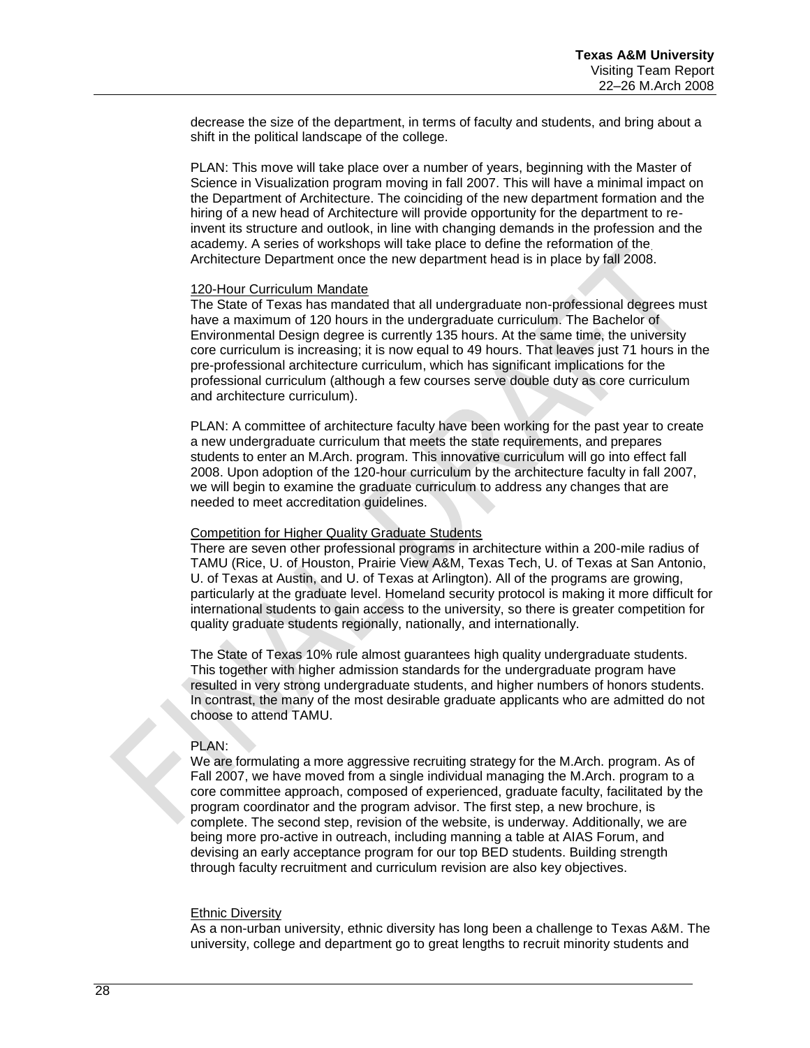decrease the size of the department, in terms of faculty and students, and bring about a shift in the political landscape of the college.

PLAN: This move will take place over a number of years, beginning with the Master of Science in Visualization program moving in fall 2007. This will have a minimal impact on the Department of Architecture. The coinciding of the new department formation and the hiring of a new head of Architecture will provide opportunity for the department to re-invent its structure and outlook, in line with changing demands in the profession and the academy. A series of workshops will take place to define the reformation of the Architecture Department once the new department head is in place by fall 2008.

120-Hour Curriculum Mandate

The State of Texas has mandated that all undergraduate non-professional degrees must have a maximum of 120 hours in the undergraduate curriculum. The Bachelor of Environmental Design degree is currently 135 hours. At the same time, the university core curriculum is increasing; it is now equal to 49 hours. That leaves just 71 hours in the pre-professional architecture curriculum, which has significant implications for the professional curriculum (although a few courses serve double duty as core curriculum and architecture curriculum).

PLAN: A committee of architecture faculty have been working for the past year to create a new undergraduate curriculum that meets the state requirements, and prepares students to enter an M.Arch. program. This innovative curriculum will go into effect fall 2008. Upon adoption of the 120-hour curriculum by the architecture faculty in fall 2007, we will begin to examine the graduate curriculum to address any changes that are needed to meet accreditation guidelines.

Competition for Higher Quality Graduate Students

There are seven other professional programs in architecture within a 200-mile radius of TAMU (Rice, U. of Houston, Prairie View A&M, Texas Tech, U. of Texas at San Antonio, U. of Texas at Austin, and U. of Texas at Arlington). All of the programs are growing, particularly at the graduate level. Homeland security protocol is making it more difficult for international students to gain access to the university, so there is greater competition for quality graduate students regionally, nationally, and internationally.

The State of Texas 10% rule almost guarantees high quality undergraduate students. This together with higher admission standards for the undergraduate program have resulted in very strong undergraduate students, and higher numbers of honors students. In contrast, the many of the most desirable graduate applicants who are admitted do not choose to attend TAMU.

PLAN:

We are formulating a more aggressive recruiting strategy for the M.Arch. program. As of Fall 2007, we have moved from a single individual managing the M.Arch. program to a core committee approach, composed of experienced, graduate faculty, facilitated by the program coordinator and the program advisor. The first step, a new brochure, is complete. The second step, revision of the website, is underway. Additionally, we are being more pro-active in outreach, including manning a table at AIAS Forum, and devising an early acceptance program for our top BED students. Building strength through faculty recruitment and curriculum revision are also key objectives.

Ethnic Diversity

As a non-urban university, ethnic diversity has long been a challenge to Texas A&M. The university, college and department go to great lengths to recruit minority students and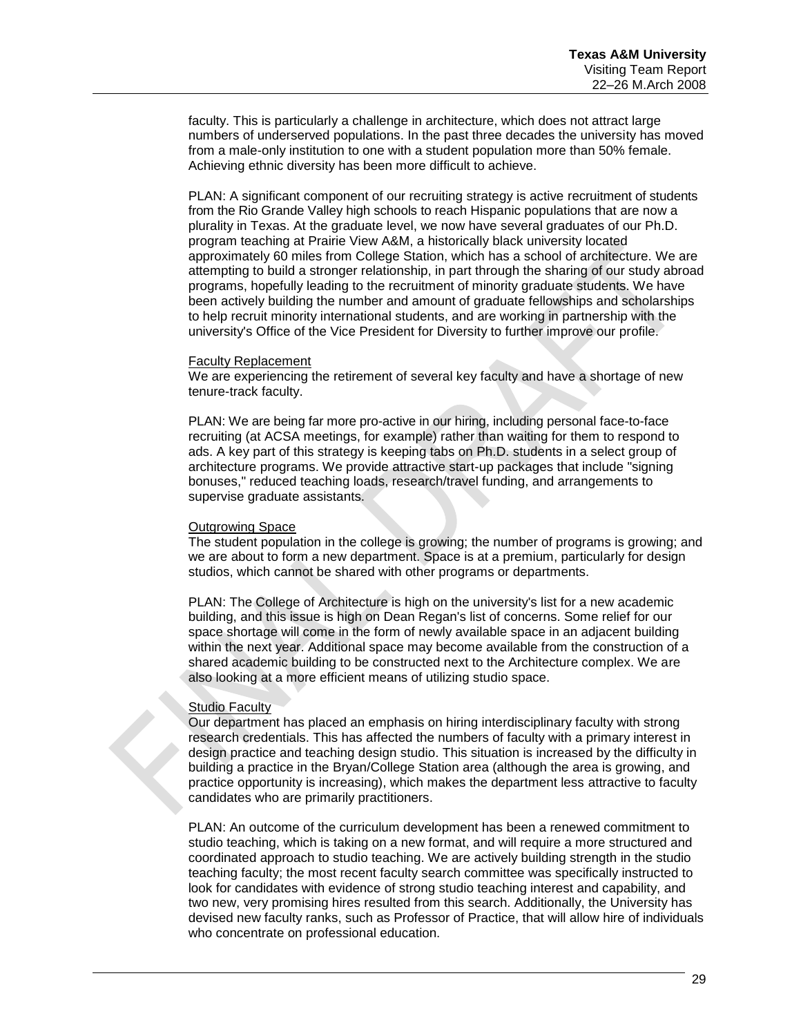faculty. This is particularly a challenge in architecture, which does not attract large numbers of underserved populations. In the past three decades the university has moved from a male-only institution to one with a student population more than 50% female. Achieving ethnic diversity has been more difficult to achieve.

PLAN: A significant component of our recruiting strategy is active recruitment of students from the Rio Grande Valley high schools to reach Hispanic populations that are now a plurality in Texas. At the graduate level, we now have several graduates of our Ph.D. program teaching at Prairie View A&M, a historically black university located approximately 60 miles from College Station, which has a school of architecture. We are attempting to build a stronger relationship, in part through the sharing of our study abroad programs, hopefully leading to the recruitment of minority graduate students. We have been actively building the number and amount of graduate fellowships and scholarships to help recruit minority international students, and are working in partnership with the university's Office of the Vice President for Diversity to further improve our profile.

<u>Faculty Replacement</u>

We are experiencing the retirement of several key faculty and have a shortage of new tenure-track faculty.

PLAN: We are being far more pro-active in our hiring, including personal face-to-face recruiting (at ACSA meetings, for example) rather than waiting for them to respond to ads. A key part of this strategy is keeping tabs on Ph.D. students in a select group of architecture programs. We provide attractive start-up packages that include "signing bonuses," reduced teaching loads, research/travel funding, and arrangements to supervise graduate assistants.

<u>Outgrowing Space</u>

The student population in the college is growing; the number of programs is growing; and we are about to form a new department. Space is at a premium, particularly for design studios, which cannot be shared with other programs or departments.

PLAN: The College of Architecture is high on the university's list for a new academic building, and this issue is high on Dean Regan's list of concerns. Some relief for our space shortage will come in the form of newly available space in an adjacent building within the next year. Additional space may become available from the construction of a shared academic building to be constructed next to the Architecture complex. We are also looking at a more efficient means of utilizing studio space.

<u>Studio Faculty</u>

Our department has placed an emphasis on hiring interdisciplinary faculty with strong research credentials. This has affected the numbers of faculty with a primary interest in design practice and teaching design studio. This situation is increased by the difficulty in building a practice in the Bryan/College Station area (although the area is growing, and practice opportunity is increasing), which makes the department less attractive to faculty candidates who are primarily practitioners.

PLAN: An outcome of the curriculum development has been a renewed commitment to studio teaching, which is taking on a new format, and will require a more structured and coordinated approach to studio teaching. We are actively building strength in the studio teaching faculty; the most recent faculty search committee was specifically instructed to look for candidates with evidence of strong studio teaching interest and capability, and two new, very promising hires resulted from this search. Additionally, the University has devised new faculty ranks, such as Professor of Practice, that will allow hire of individuals who concentrate on professional education.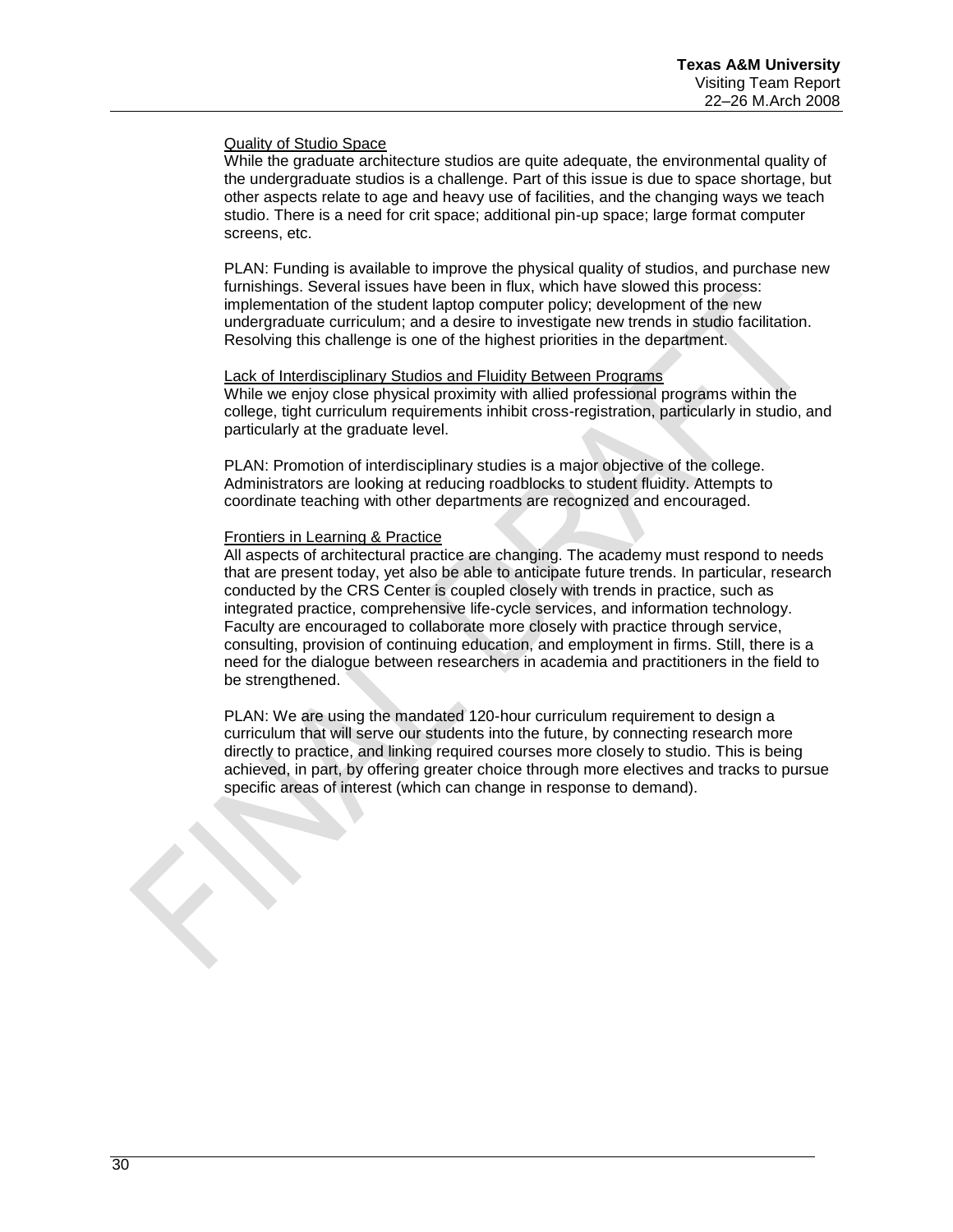Quality of Studio Space

While the graduate architecture studios are quite adequate, the environmental quality of the undergraduate studios is a challenge. Part of this issue is due to space shortage, but other aspects relate to age and heavy use of facilities, and the changing ways we teach studio. There is a need for crit space; additional pin-up space; large format computer screens, etc.

PLAN: Funding is available to improve the physical quality of studios, and purchase new furnishings. Several issues have been in flux, which have slowed this process: implementation of the student laptop computer policy; development of the new undergraduate curriculum; and a desire to investigate new trends in studio facilitation. Resolving this challenge is one of the highest priorities in the department.

Lack of Interdisciplinary Studios and Fluidity Between Programs

While we enjoy close physical proximity with allied professional programs within the college, tight curriculum requirements inhibit cross-registration, particularly in studio, and particularly at the graduate level.

PLAN: Promotion of interdisciplinary studies is a major objective of the college. Administrators are looking at reducing roadblocks to student fluidity. Attempts to coordinate teaching with other departments are recognized and encouraged.

Frontiers in Learning & Practice

All aspects of architectural practice are changing. The academy must respond to needs that are present today, yet also be able to anticipate future trends. In particular, research conducted by the CRS Center is coupled closely with trends in practice, such as integrated practice, comprehensive life-cycle services, and information technology. Faculty are encouraged to collaborate more closely with practice through service, consulting, provision of continuing education, and employment in firms. Still, there is a need for the dialogue between researchers in academia and practitioners in the field to be strengthened.

PLAN: We are using the mandated 120-hour curriculum requirement to design a curriculum that will serve our students into the future, by connecting research more directly to practice, and linking required courses more closely to studio. This is being achieved, in part, by offering greater choice through more electives and tracks to pursue specific areas of interest (which can change in response to demand).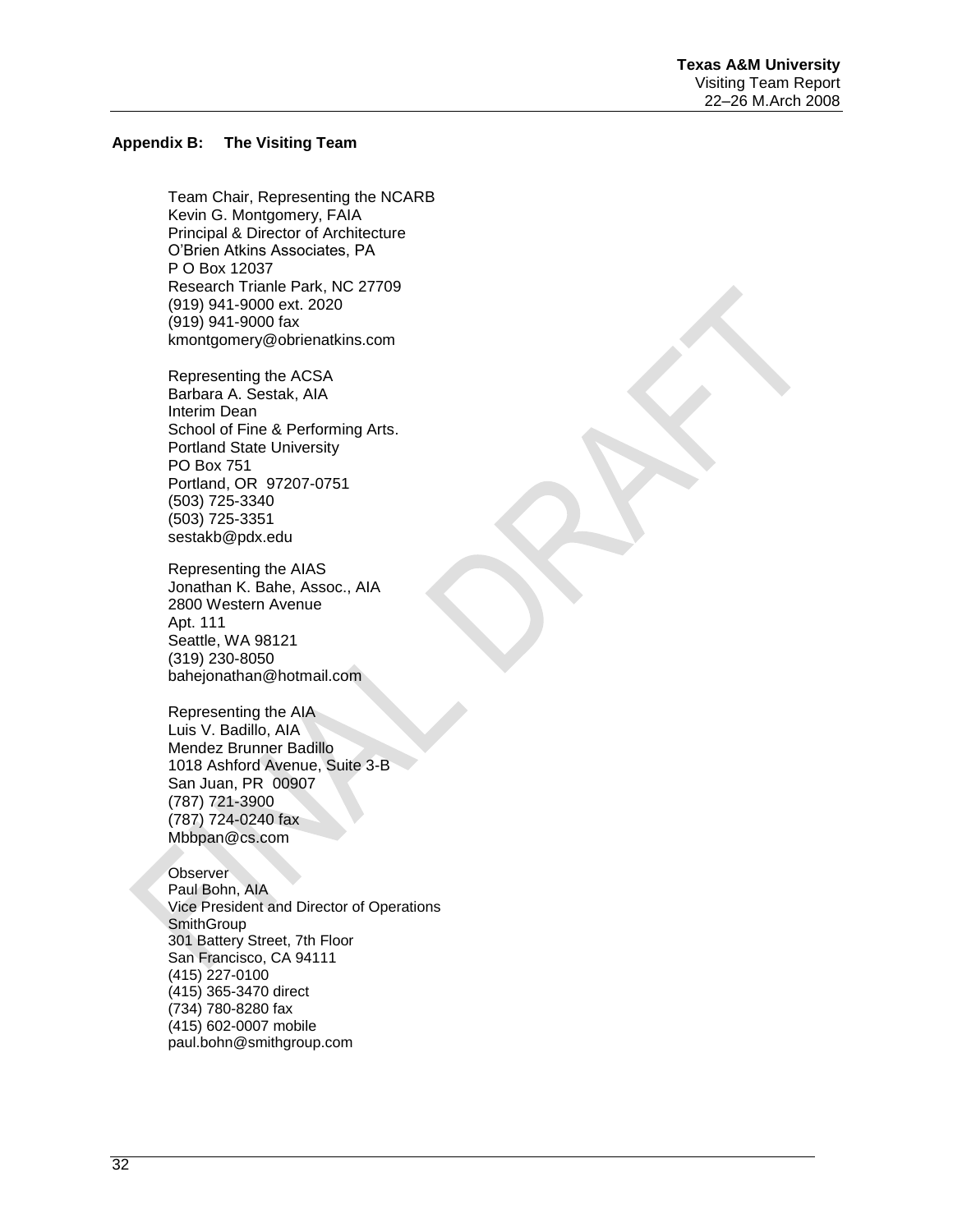## Appendix B: The Visiting Team

Team Chair, Representing the NCARB
Kevin G. Montgomery, FAIA
Principal & Director of Architecture
O'Brien Atkins Associates, PA
P O Box 12037
Research Trianle Park, NC 27709
(919) 941-9000 ext. 2020
(919) 941-9000 fax
kmontgomery@obrienatkins.com

Representing the ACSA
Barbara A. Sestak, AIA
Interim Dean
School of Fine & Performing Arts.
Portland State University
PO Box 751
Portland, OR 97207-0751
(503) 725-3340
(503) 725-3351
sestakb@pdx.edu

Representing the AIAS
Jonathan K. Bahe, Assoc., AIA
2800 Western Avenue
Apt. 111
Seattle, WA 98121
(319) 230-8050
bahejonathan@hotmail.com

Representing the AIA
Luis V. Badillo, AIA
Mendez Brunner Badillo
1018 Ashford Avenue, Suite 3-B
San Juan, PR 00907
(787) 721-3900
(787) 724-0240 fax
Mbbpan@cs.com

Observer
Paul Bohn, AIA
Vice President and Director of Operations
SmithGroup
301 Battery Street, 7th Floor
San Francisco, CA 94111
(415) 227-0100
(415) 365-3470 direct
(734) 780-8280 fax
(415) 602-0007 mobile
paul.bohn@smithgroup.com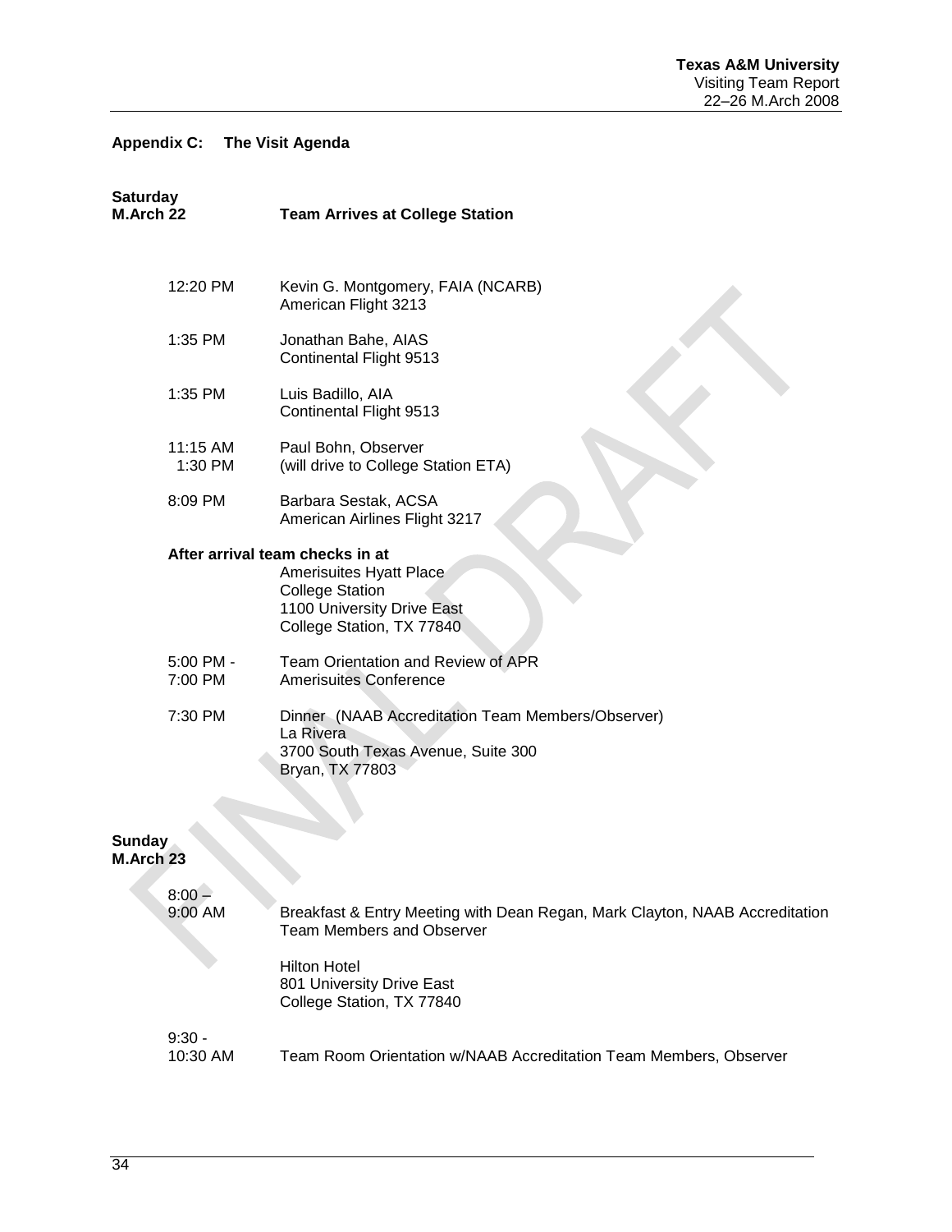## Appendix C: The Visit Agenda

**Saturday**
**M.Arch 22** **Team Arrives at College Station**

| | |
|---|---|
| 12:20 PM | Kevin G. Montgomery, FAIA (NCARB)<br>American Flight 3213 |
| 1:35 PM | Jonathan Bahe, AIAS<br>Continental Flight 9513 |
| 1:35 PM | Luis Badillo, AIA<br>Continental Flight 9513 |
| 11:15 AM<br>1:30 PM | Paul Bohn, Observer<br>(will drive to College Station ETA) |
| 8:09 PM | Barbara Sestak, ACSA<br>American Airlines Flight 3217 |

**After arrival team checks in at**

Amerisuites Hyatt Place
College Station
1100 University Drive East
College Station, TX 77840

| | |
|---|---|
| 5:00 PM - 7:00 PM | Team Orientation and Review of APR<br>Amerisuites Conference |
| 7:30 PM | Dinner (NAAB Accreditation Team Members/Observer)<br>La Rivera<br>3700 South Texas Avenue, Suite 300<br>Bryan, TX 77803 |

**Sunday**
**M.Arch 23**

| | |
|---|---|
| 8:00 – 9:00 AM | Breakfast & Entry Meeting with Dean Regan, Mark Clayton, NAAB Accreditation Team Members and Observer<br><br>Hilton Hotel<br>801 University Drive East<br>College Station, TX 77840 |
| 9:30 - 10:30 AM | Team Room Orientation w/NAAB Accreditation Team Members, Observer |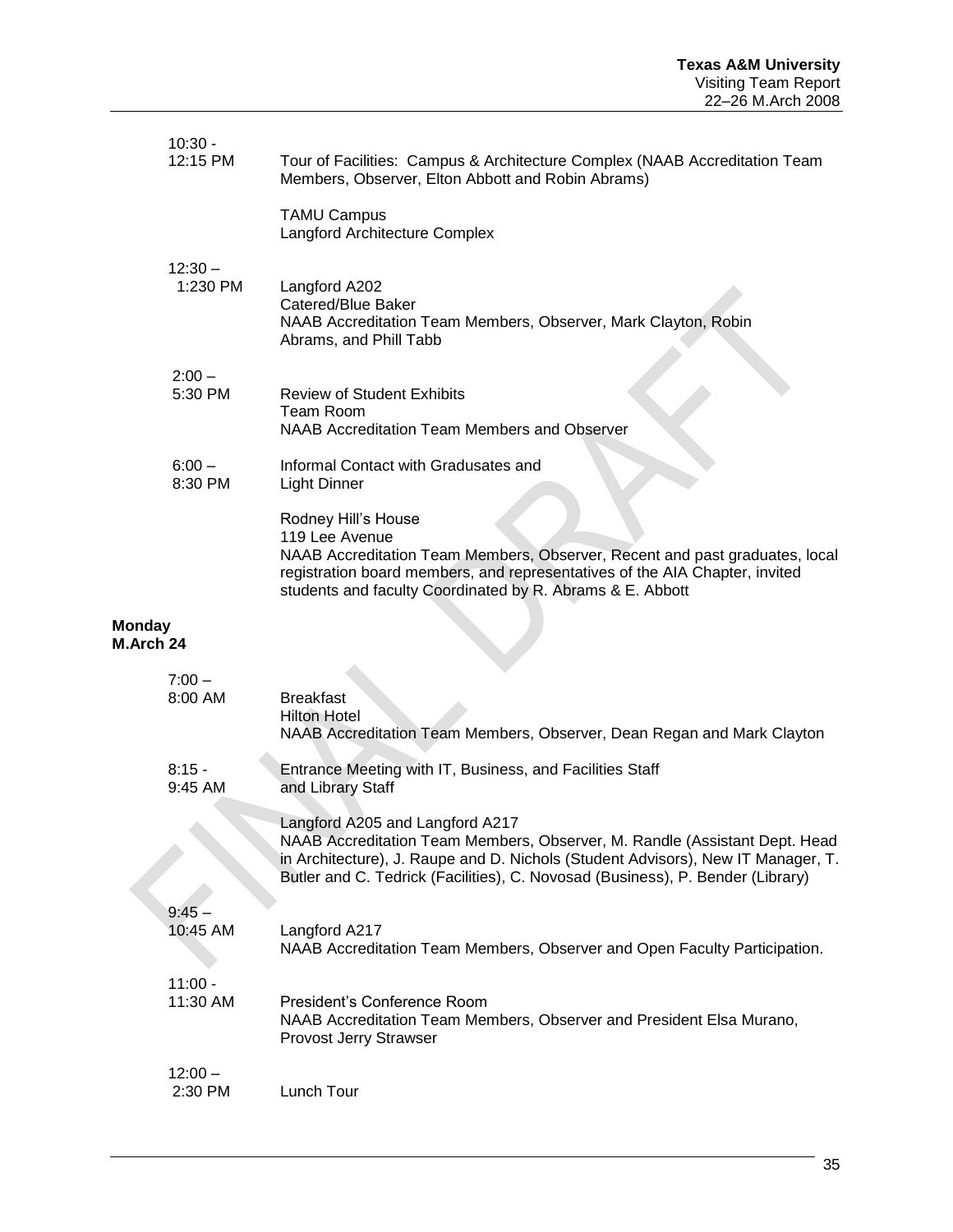| | |
|---|---|
| 10:30 - 12:15 PM | Tour of Facilities: Campus & Architecture Complex (NAAB Accreditation Team Members, Observer, Elton Abbott and Robin Abrams)<br><br>TAMU Campus<br>Langford Architecture Complex |
| 12:30 – 1:230 PM | Langford A202<br>Catered/Blue Baker<br>NAAB Accreditation Team Members, Observer, Mark Clayton, Robin Abrams, and Phill Tabb |
| 2:00 – 5:30 PM | Review of Student Exhibits<br>Team Room<br>NAAB Accreditation Team Members and Observer |
| 6:00 – 8:30 PM | Informal Contact with Gradusates and Light Dinner<br><br>Rodney Hill's House<br>119 Lee Avenue<br>NAAB Accreditation Team Members, Observer, Recent and past graduates, local registration board members, and representatives of the AIA Chapter, invited students and faculty Coordinated by R. Abrams & E. Abbott |

**Monday**
**M.Arch 24**

| | |
|---|---|
| 7:00 – 8:00 AM | Breakfast<br>Hilton Hotel<br>NAAB Accreditation Team Members, Observer, Dean Regan and Mark Clayton |
| 8:15 - 9:45 AM | Entrance Meeting with IT, Business, and Facilities Staff and Library Staff<br><br>Langford A205 and Langford A217<br>NAAB Accreditation Team Members, Observer, M. Randle (Assistant Dept. Head in Architecture), J. Raupe and D. Nichols (Student Advisors), New IT Manager, T. Butler and C. Tedrick (Facilities), C. Novosad (Business), P. Bender (Library) |
| 9:45 – 10:45 AM | Langford A217<br>NAAB Accreditation Team Members, Observer and Open Faculty Participation. |
| 11:00 - 11:30 AM | President's Conference Room<br>NAAB Accreditation Team Members, Observer and President Elsa Murano, Provost Jerry Strawser |
| 12:00 – 2:30 PM | Lunch Tour |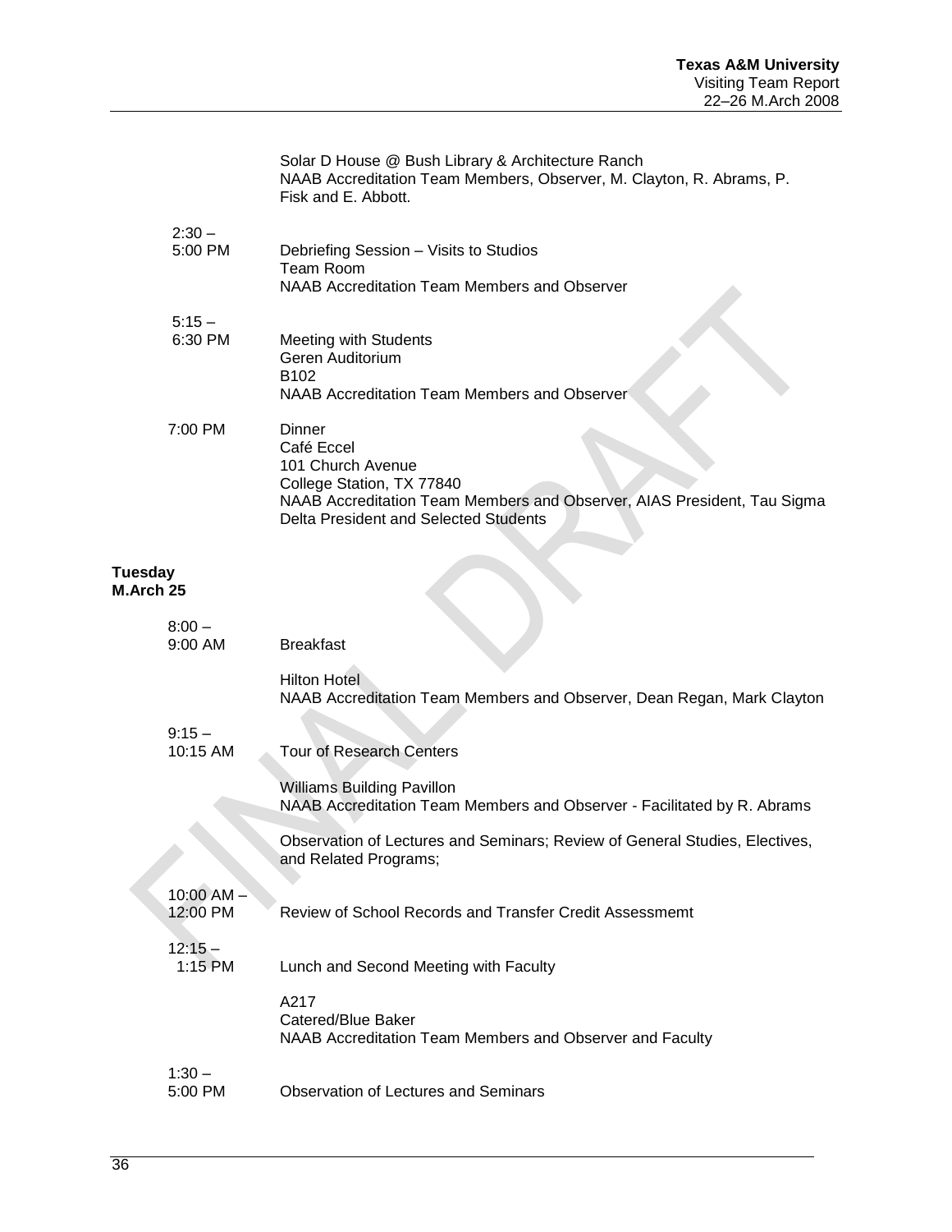| | |
|---|---|
| | Solar D House @ Bush Library & Architecture Ranch<br>NAAB Accreditation Team Members, Observer, M. Clayton, R. Abrams, P. Fisk and E. Abbott. |
| 2:30 – 5:00 PM | Debriefing Session – Visits to Studios<br>Team Room<br>NAAB Accreditation Team Members and Observer |
| 5:15 – 6:30 PM | Meeting with Students<br>Geren Auditorium<br>B102<br>NAAB Accreditation Team Members and Observer |
| 7:00 PM | Dinner<br>Café Eccel<br>101 Church Avenue<br>College Station, TX 77840<br>NAAB Accreditation Team Members and Observer, AIAS President, Tau Sigma Delta President and Selected Students |

**Tuesday M.Arch 25**

| | |
|---|---|
| 8:00 – 9:00 AM | Breakfast<br><br>Hilton Hotel<br>NAAB Accreditation Team Members and Observer, Dean Regan, Mark Clayton |
| 9:15 – 10:15 AM | Tour of Research Centers<br><br>Williams Building Pavillon<br>NAAB Accreditation Team Members and Observer - Facilitated by R. Abrams<br><br>Observation of Lectures and Seminars; Review of General Studies, Electives, and Related Programs; |
| 10:00 AM – 12:00 PM | Review of School Records and Transfer Credit Assessmemt |
| 12:15 – 1:15 PM | Lunch and Second Meeting with Faculty<br><br>A217<br>Catered/Blue Baker<br>NAAB Accreditation Team Members and Observer and Faculty |
| 1:30 – 5:00 PM | Observation of Lectures and Seminars |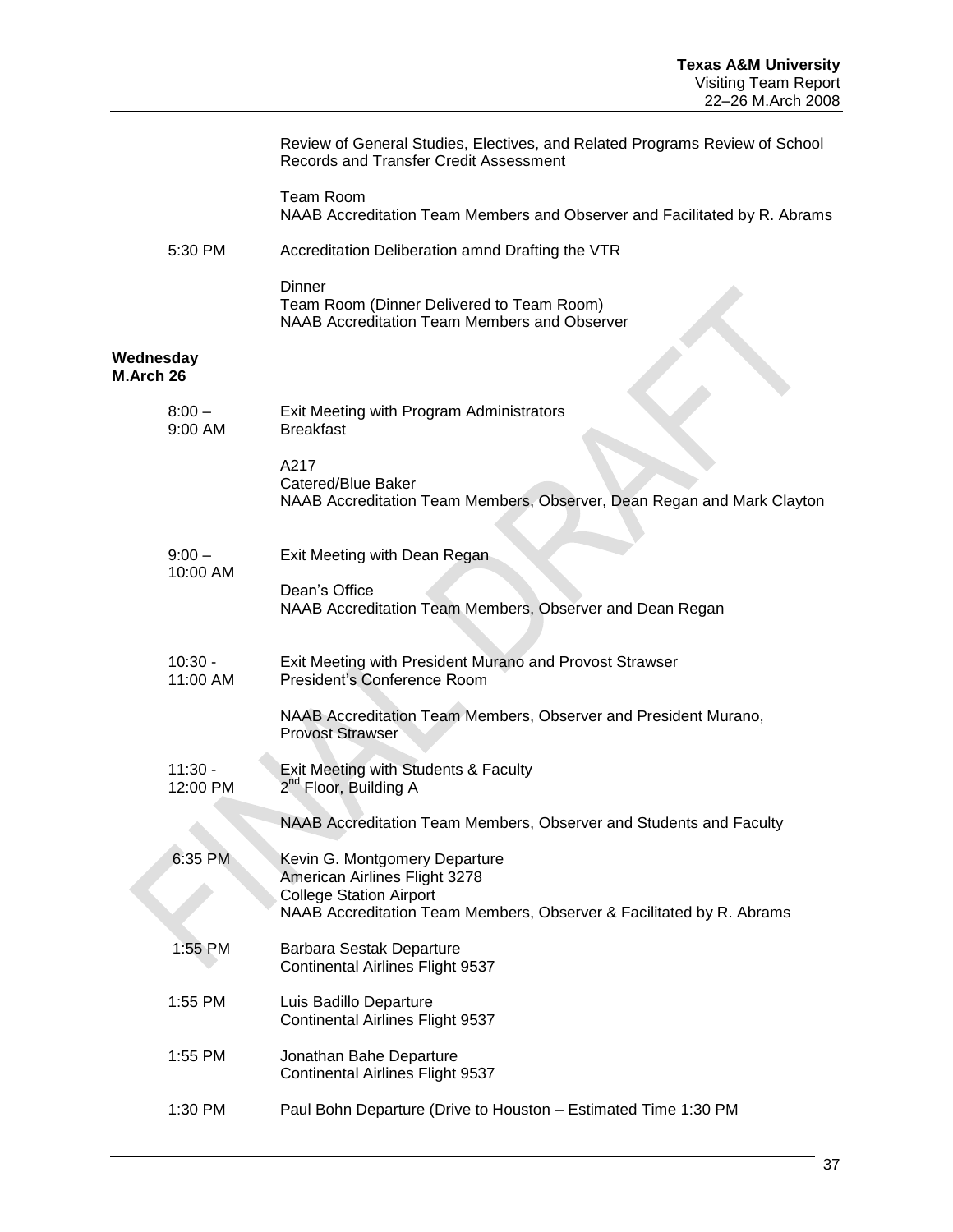Review of General Studies, Electives, and Related Programs Review of School Records and Transfer Credit Assessment

Team Room
NAAB Accreditation Team Members and Observer and Facilitated by R. Abrams

5:30 PM Accreditation Deliberation amnd Drafting the VTR

Dinner
Team Room (Dinner Delivered to Team Room)
NAAB Accreditation Team Members and Observer

**Wednesday M.Arch 26**

8:00 – 9:00 AM Exit Meeting with Program Administrators
Breakfast

A217
Catered/Blue Baker
NAAB Accreditation Team Members, Observer, Dean Regan and Mark Clayton

9:00 – 10:00 AM Exit Meeting with Dean Regan

Dean's Office
NAAB Accreditation Team Members, Observer and Dean Regan

10:30 - 11:00 AM Exit Meeting with President Murano and Provost Strawser
President's Conference Room

NAAB Accreditation Team Members, Observer and President Murano, Provost Strawser

11:30 - 12:00 PM Exit Meeting with Students & Faculty
2nd Floor, Building A

NAAB Accreditation Team Members, Observer and Students and Faculty

6:35 PM Kevin G. Montgomery Departure
American Airlines Flight 3278
College Station Airport
NAAB Accreditation Team Members, Observer & Facilitated by R. Abrams

1:55 PM Barbara Sestak Departure
Continental Airlines Flight 9537

1:55 PM Luis Badillo Departure
Continental Airlines Flight 9537

1:55 PM Jonathan Bahe Departure
Continental Airlines Flight 9537

1:30 PM Paul Bohn Departure (Drive to Houston – Estimated Time 1:30 PM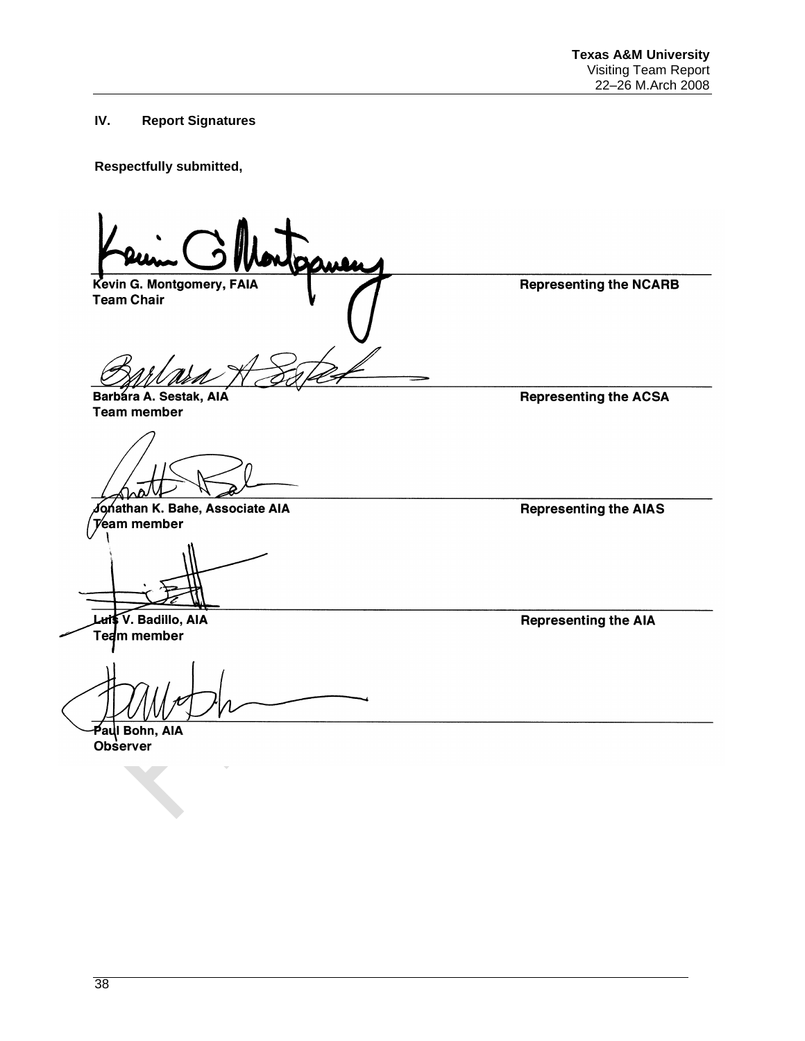## IV. Report Signatures

**Respectfully submitted,**

| | |
|---|---|
| **Kevin G. Montgomery, FAIA**<br>**Team Chair** | **Representing the NCARB** |
| **Barbara A. Sestak, AIA**<br>**Team member** | **Representing the ACSA** |
| **Jonathan K. Bahe, Associate AIA**<br>**Team member** | **Representing the AIAS** |
| **Luis V. Badillo, AIA**<br>**Team member** | **Representing the AIA** |
| **Paul Bohn, AIA**<br>**Observer** | |